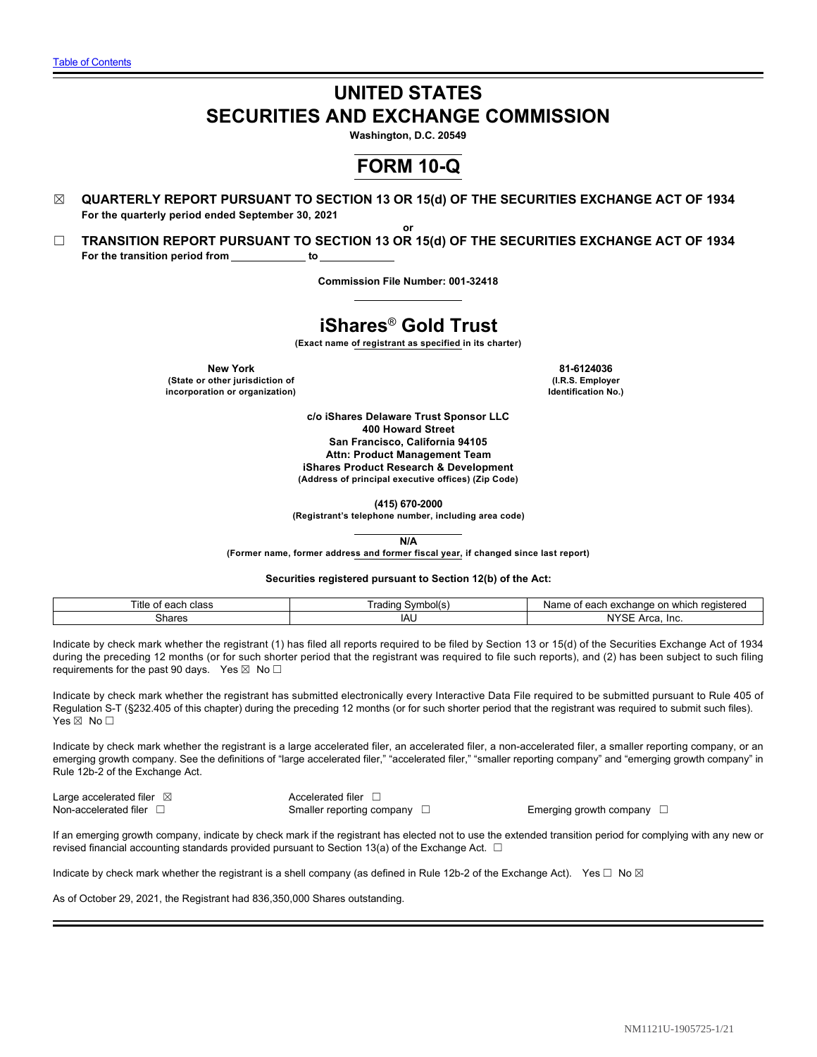Table of Contents

# UNITED STATES
# SECURITIES AND EXCHANGE COMMISSION

**Washington, D.C. 20549**

# FORM 10-Q

☒ **QUARTERLY REPORT PURSUANT TO SECTION 13 OR 15(d) OF THE SECURITIES EXCHANGE ACT OF 1934**
**For the quarterly period ended September 30, 2021**

**or**

☐ **TRANSITION REPORT PURSUANT TO SECTION 13 OR 15(d) OF THE SECURITIES EXCHANGE ACT OF 1934**
**For the transition period from \_\_\_\_\_\_\_\_\_\_\_\_ to \_\_\_\_\_\_\_\_\_\_\_\_**

**Commission File Number: 001-32418**

# iShares® Gold Trust

**(Exact name of registrant as specified in its charter)**

| **New York** | **81-6124036** |
|---|---|
| **(State or other jurisdiction of incorporation or organization)** | **(I.R.S. Employer Identification No.)** |

**c/o iShares Delaware Trust Sponsor LLC**
**400 Howard Street**
**San Francisco, California 94105**
**Attn: Product Management Team**
**iShares Product Research & Development**
**(Address of principal executive offices) (Zip Code)**

**(415) 670-2000**
**(Registrant's telephone number, including area code)**

**N/A**
**(Former name, former address and former fiscal year, if changed since last report)**

**Securities registered pursuant to Section 12(b) of the Act:**

| Title of each class | Trading Symbol(s) | Name of each exchange on which registered |
|---|---|---|
| Shares | IAU | NYSE Arca, Inc. |

Indicate by check mark whether the registrant (1) has filed all reports required to be filed by Section 13 or 15(d) of the Securities Exchange Act of 1934 during the preceding 12 months (or for such shorter period that the registrant was required to file such reports), and (2) has been subject to such filing requirements for the past 90 days. Yes ☒ No ☐

Indicate by check mark whether the registrant has submitted electronically every Interactive Data File required to be submitted pursuant to Rule 405 of Regulation S-T (§232.405 of this chapter) during the preceding 12 months (or for such shorter period that the registrant was required to submit such files). Yes ☒ No ☐

Indicate by check mark whether the registrant is a large accelerated filer, an accelerated filer, a non-accelerated filer, a smaller reporting company, or an emerging growth company. See the definitions of "large accelerated filer," "accelerated filer," "smaller reporting company" and "emerging growth company" in Rule 12b-2 of the Exchange Act.

| | | |
|---|---|---|
| Large accelerated filer ☒ | Accelerated filer ☐ | |
| Non-accelerated filer ☐ | Smaller reporting company ☐ | Emerging growth company ☐ |

If an emerging growth company, indicate by check mark if the registrant has elected not to use the extended transition period for complying with any new or revised financial accounting standards provided pursuant to Section 13(a) of the Exchange Act. ☐

Indicate by check mark whether the registrant is a shell company (as defined in Rule 12b-2 of the Exchange Act). Yes ☐ No ☒

As of October 29, 2021, the Registrant had 836,350,000 Shares outstanding.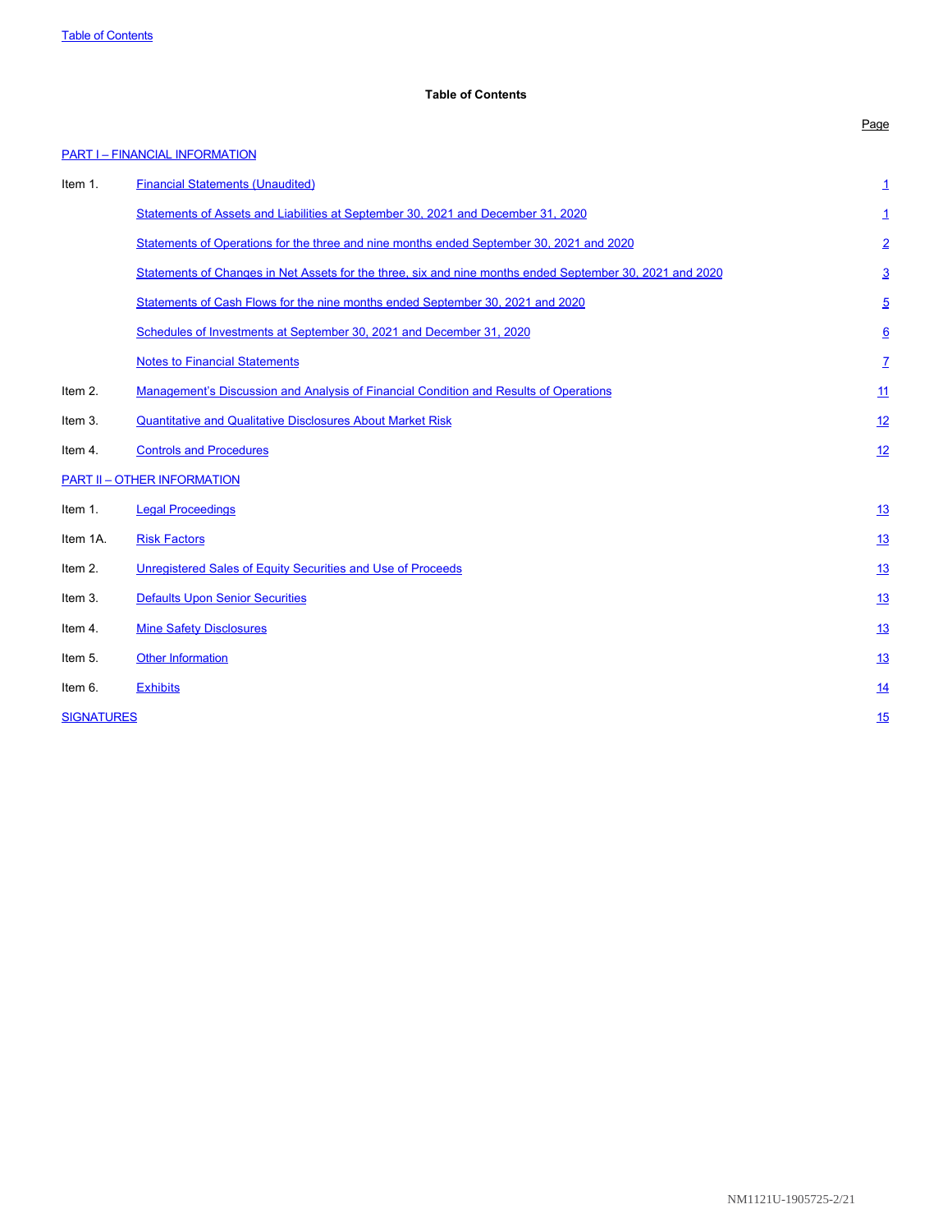## Table of Contents

| | | Page |
|---|---|---|
| **PART I – FINANCIAL INFORMATION** | | |
| Item 1. | Financial Statements (Unaudited) | 1 |
| | Statements of Assets and Liabilities at September 30, 2021 and December 31, 2020 | 1 |
| | Statements of Operations for the three and nine months ended September 30, 2021 and 2020 | 2 |
| | Statements of Changes in Net Assets for the three, six and nine months ended September 30, 2021 and 2020 | 3 |
| | Statements of Cash Flows for the nine months ended September 30, 2021 and 2020 | 5 |
| | Schedules of Investments at September 30, 2021 and December 31, 2020 | 6 |
| | Notes to Financial Statements | 7 |
| Item 2. | Management's Discussion and Analysis of Financial Condition and Results of Operations | 11 |
| Item 3. | Quantitative and Qualitative Disclosures About Market Risk | 12 |
| Item 4. | Controls and Procedures | 12 |
| **PART II – OTHER INFORMATION** | | |
| Item 1. | Legal Proceedings | 13 |
| Item 1A. | Risk Factors | 13 |
| Item 2. | Unregistered Sales of Equity Securities and Use of Proceeds | 13 |
| Item 3. | Defaults Upon Senior Securities | 13 |
| Item 4. | Mine Safety Disclosures | 13 |
| Item 5. | Other Information | 13 |
| Item 6. | Exhibits | 14 |
| **SIGNATURES** | | 15 |

NM1121U-1905725-2/21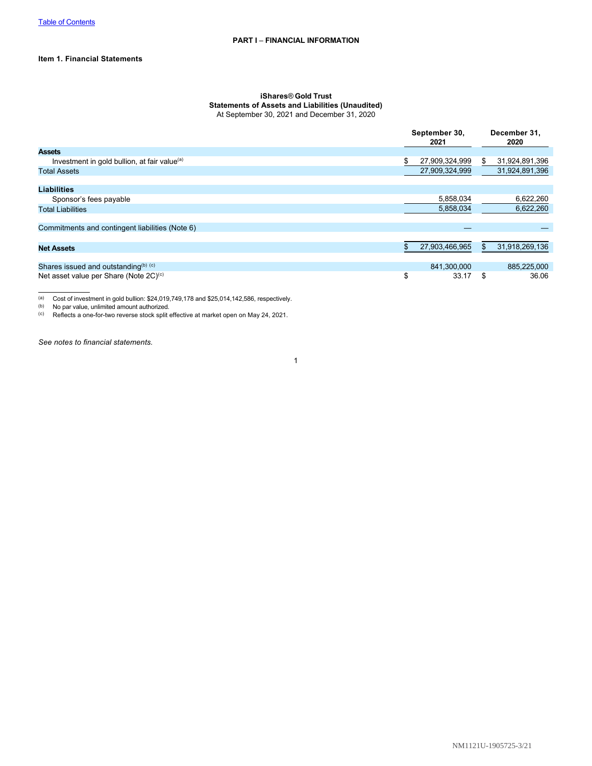[Table of Contents](#)

## PART I – FINANCIAL INFORMATION

### Item 1. Financial Statements

**iShares® Gold Trust**
**Statements of Assets and Liabilities (Unaudited)**
At September 30, 2021 and December 31, 2020

| | September 30, 2021 | December 31, 2020 |
|---|---|---|
| **Assets** | | |
| Investment in gold bullion, at fair value[(a)] | $ 27,909,324,999 | $ 31,924,891,396 |
| Total Assets | 27,909,324,999 | 31,924,891,396 |
| | | |
| **Liabilities** | | |
| Sponsor's fees payable | 5,858,034 | 6,622,260 |
| Total Liabilities | 5,858,034 | 6,622,260 |
| | | |
| Commitments and contingent liabilities (Note 6) | — | — |
| | | |
| **Net Assets** | $ 27,903,466,965 | $ 31,918,269,136 |
| | | |
| Shares issued and outstanding[(b) (c)] | 841,300,000 | 885,225,000 |
| Net asset value per Share (Note 2C)[(c)] | $ 33.17 | $ 36.06 |

(a) Cost of investment in gold bullion: $24,019,749,178 and $25,014,142,586, respectively.
(b) No par value, unlimited amount authorized.
(c) Reflects a one-for-two reverse stock split effective at market open on May 24, 2021.

*See notes to financial statements.*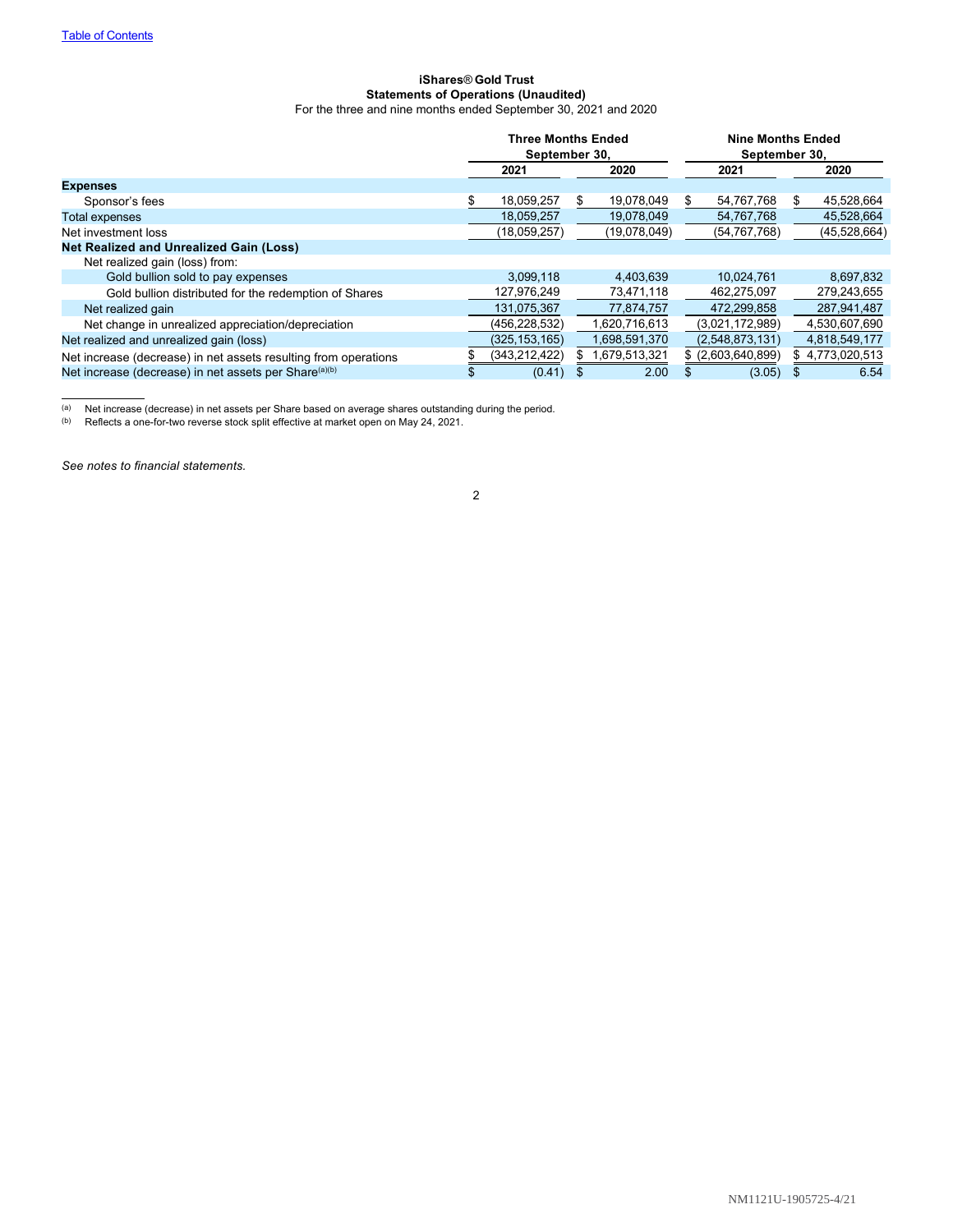**iShares® Gold Trust**
**Statements of Operations (Unaudited)**
For the three and nine months ended September 30, 2021 and 2020

| | Three Months Ended September 30, | | Nine Months Ended September 30, | |
|---|---|---|---|---|
| | 2021 | 2020 | 2021 | 2020 |
| **Expenses** | | | | |
| Sponsor's fees | $ 18,059,257 | $ 19,078,049 | $ 54,767,768 | $ 45,528,664 |
| Total expenses | 18,059,257 | 19,078,049 | 54,767,768 | 45,528,664 |
| Net investment loss | (18,059,257) | (19,078,049) | (54,767,768) | (45,528,664) |
| **Net Realized and Unrealized Gain (Loss)** | | | | |
| Net realized gain (loss) from: | | | | |
| Gold bullion sold to pay expenses | 3,099,118 | 4,403,639 | 10,024,761 | 8,697,832 |
| Gold bullion distributed for the redemption of Shares | 127,976,249 | 73,471,118 | 462,275,097 | 279,243,655 |
| Net realized gain | 131,075,367 | 77,874,757 | 472,299,858 | 287,941,487 |
| Net change in unrealized appreciation/depreciation | (456,228,532) | 1,620,716,613 | (3,021,172,989) | 4,530,607,690 |
| Net realized and unrealized gain (loss) | (325,153,165) | 1,698,591,370 | (2,548,873,131) | 4,818,549,177 |
| Net increase (decrease) in net assets resulting from operations | $ (343,212,422) | $ 1,679,513,321 | $ (2,603,640,899) | $ 4,773,020,513 |
| Net increase (decrease) in net assets per Share[(a)(b)] | $ (0.41) | $ 2.00 | $ (3.05) | $ 6.54 |

[(a)] Net increase (decrease) in net assets per Share based on average shares outstanding during the period.
[(b)] Reflects a one-for-two reverse stock split effective at market open on May 24, 2021.

*See notes to financial statements.*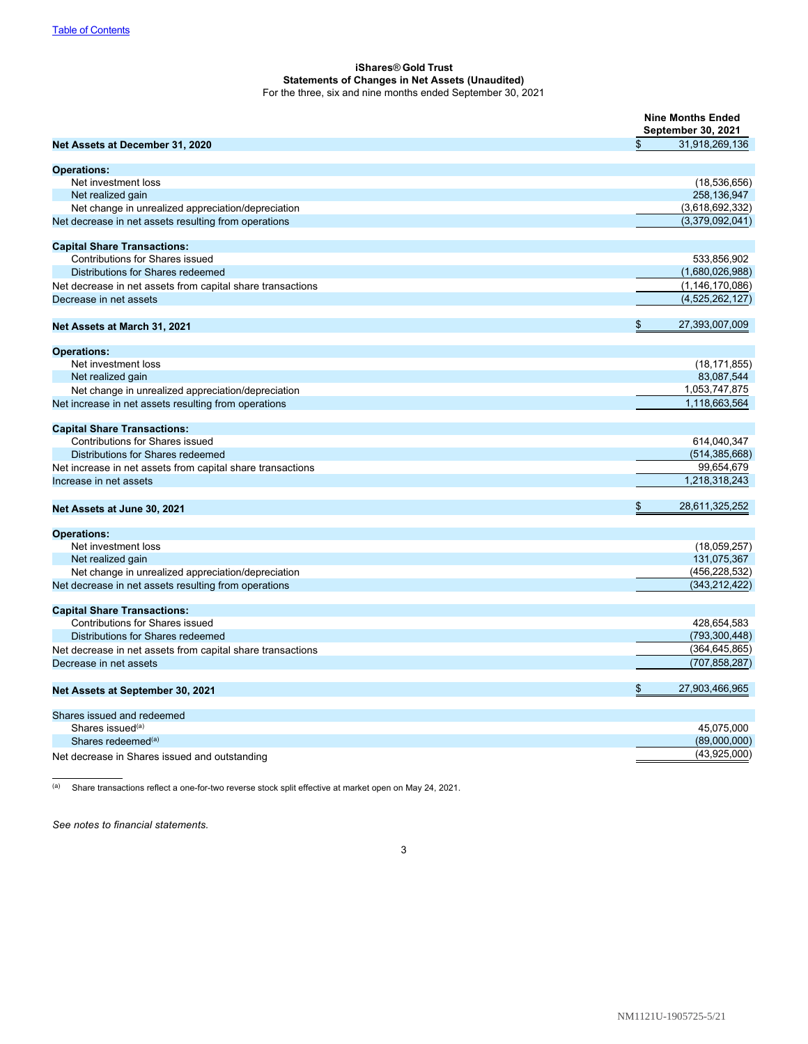Table of Contents

**iShares® Gold Trust**
**Statements of Changes in Net Assets (Unaudited)**
For the three, six and nine months ended September 30, 2021

| | Nine Months Ended September 30, 2021 |
|---|---|
| **Net Assets at December 31, 2020** | $ 31,918,269,136 |
| **Operations:** | |
| Net investment loss | (18,536,656) |
| Net realized gain | 258,136,947 |
| Net change in unrealized appreciation/depreciation | (3,618,692,332) |
| Net decrease in net assets resulting from operations | (3,379,092,041) |
| **Capital Share Transactions:** | |
| Contributions for Shares issued | 533,856,902 |
| Distributions for Shares redeemed | (1,680,026,988) |
| Net decrease in net assets from capital share transactions | (1,146,170,086) |
| Decrease in net assets | (4,525,262,127) |
| **Net Assets at March 31, 2021** | $ 27,393,007,009 |
| **Operations:** | |
| Net investment loss | (18,171,855) |
| Net realized gain | 83,087,544 |
| Net change in unrealized appreciation/depreciation | 1,053,747,875 |
| Net increase in net assets resulting from operations | 1,118,663,564 |
| **Capital Share Transactions:** | |
| Contributions for Shares issued | 614,040,347 |
| Distributions for Shares redeemed | (514,385,668) |
| Net increase in net assets from capital share transactions | 99,654,679 |
| Increase in net assets | 1,218,318,243 |
| **Net Assets at June 30, 2021** | $ 28,611,325,252 |
| **Operations:** | |
| Net investment loss | (18,059,257) |
| Net realized gain | 131,075,367 |
| Net change in unrealized appreciation/depreciation | (456,228,532) |
| Net decrease in net assets resulting from operations | (343,212,422) |
| **Capital Share Transactions:** | |
| Contributions for Shares issued | 428,654,583 |
| Distributions for Shares redeemed | (793,300,448) |
| Net decrease in net assets from capital share transactions | (364,645,865) |
| Decrease in net assets | (707,858,287) |
| **Net Assets at September 30, 2021** | $ 27,903,466,965 |
| Shares issued and redeemed | |
| Shares issued[(a)] | 45,075,000 |
| Shares redeemed[(a)] | (89,000,000) |
| Net decrease in Shares issued and outstanding | (43,925,000) |

[(a)] Share transactions reflect a one-for-two reverse stock split effective at market open on May 24, 2021.

*See notes to financial statements.*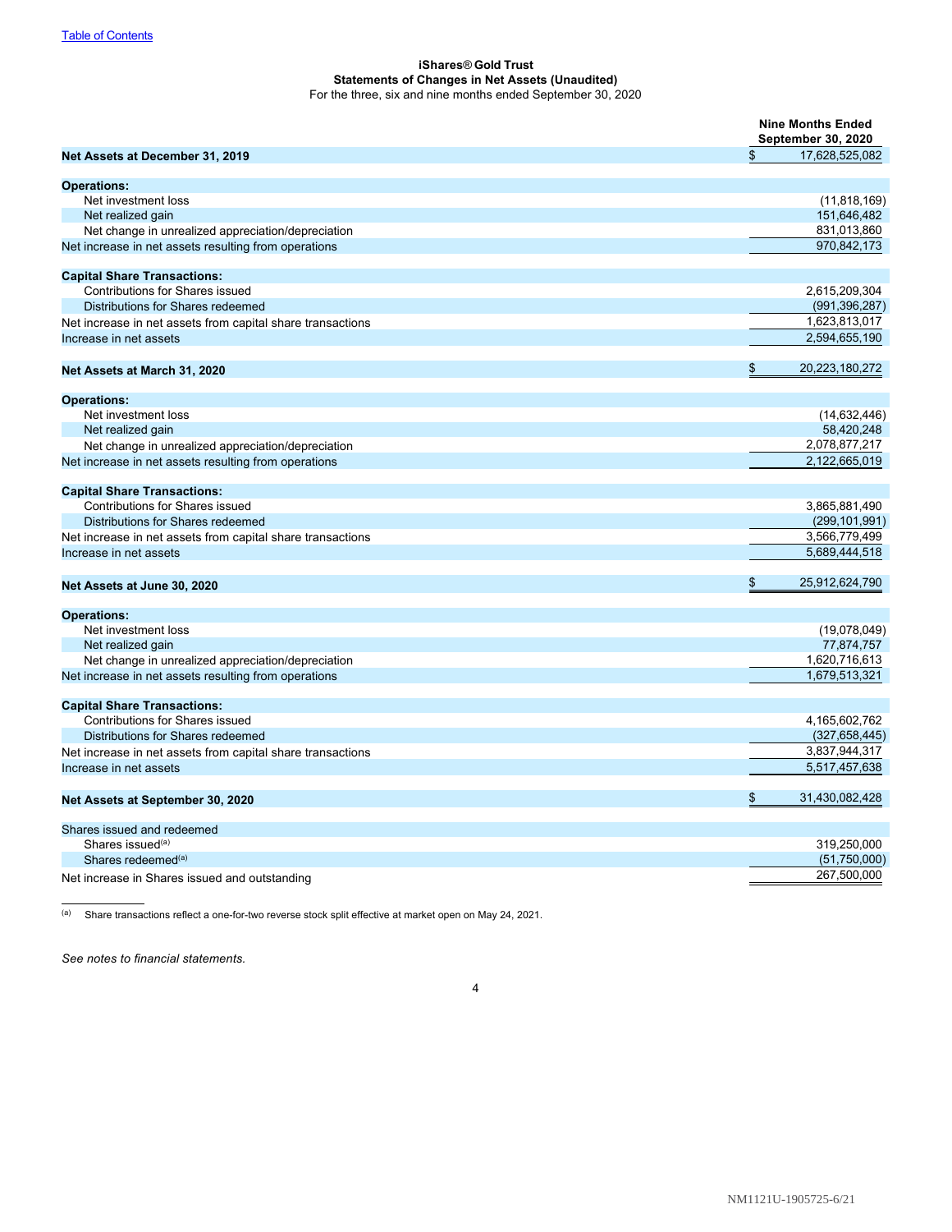Table of Contents

**iShares® Gold Trust**
**Statements of Changes in Net Assets (Unaudited)**
For the three, six and nine months ended September 30, 2020

| | Nine Months Ended September 30, 2020 |
|---|---|
| **Net Assets at December 31, 2019** | $ 17,628,525,082 |
| **Operations:** | |
| Net investment loss | (11,818,169) |
| Net realized gain | 151,646,482 |
| Net change in unrealized appreciation/depreciation | 831,013,860 |
| Net increase in net assets resulting from operations | 970,842,173 |
| **Capital Share Transactions:** | |
| Contributions for Shares issued | 2,615,209,304 |
| Distributions for Shares redeemed | (991,396,287) |
| Net increase in net assets from capital share transactions | 1,623,813,017 |
| Increase in net assets | 2,594,655,190 |
| **Net Assets at March 31, 2020** | $ 20,223,180,272 |
| **Operations:** | |
| Net investment loss | (14,632,446) |
| Net realized gain | 58,420,248 |
| Net change in unrealized appreciation/depreciation | 2,078,877,217 |
| Net increase in net assets resulting from operations | 2,122,665,019 |
| **Capital Share Transactions:** | |
| Contributions for Shares issued | 3,865,881,490 |
| Distributions for Shares redeemed | (299,101,991) |
| Net increase in net assets from capital share transactions | 3,566,779,499 |
| Increase in net assets | 5,689,444,518 |
| **Net Assets at June 30, 2020** | $ 25,912,624,790 |
| **Operations:** | |
| Net investment loss | (19,078,049) |
| Net realized gain | 77,874,757 |
| Net change in unrealized appreciation/depreciation | 1,620,716,613 |
| Net increase in net assets resulting from operations | 1,679,513,321 |
| **Capital Share Transactions:** | |
| Contributions for Shares issued | 4,165,602,762 |
| Distributions for Shares redeemed | (327,658,445) |
| Net increase in net assets from capital share transactions | 3,837,944,317 |
| Increase in net assets | 5,517,457,638 |
| **Net Assets at September 30, 2020** | $ 31,430,082,428 |
| Shares issued and redeemed | |
| Shares issued[(a)] | 319,250,000 |
| Shares redeemed[(a)] | (51,750,000) |
| Net increase in Shares issued and outstanding | 267,500,000 |

[(a)] Share transactions reflect a one-for-two reverse stock split effective at market open on May 24, 2021.

*See notes to financial statements.*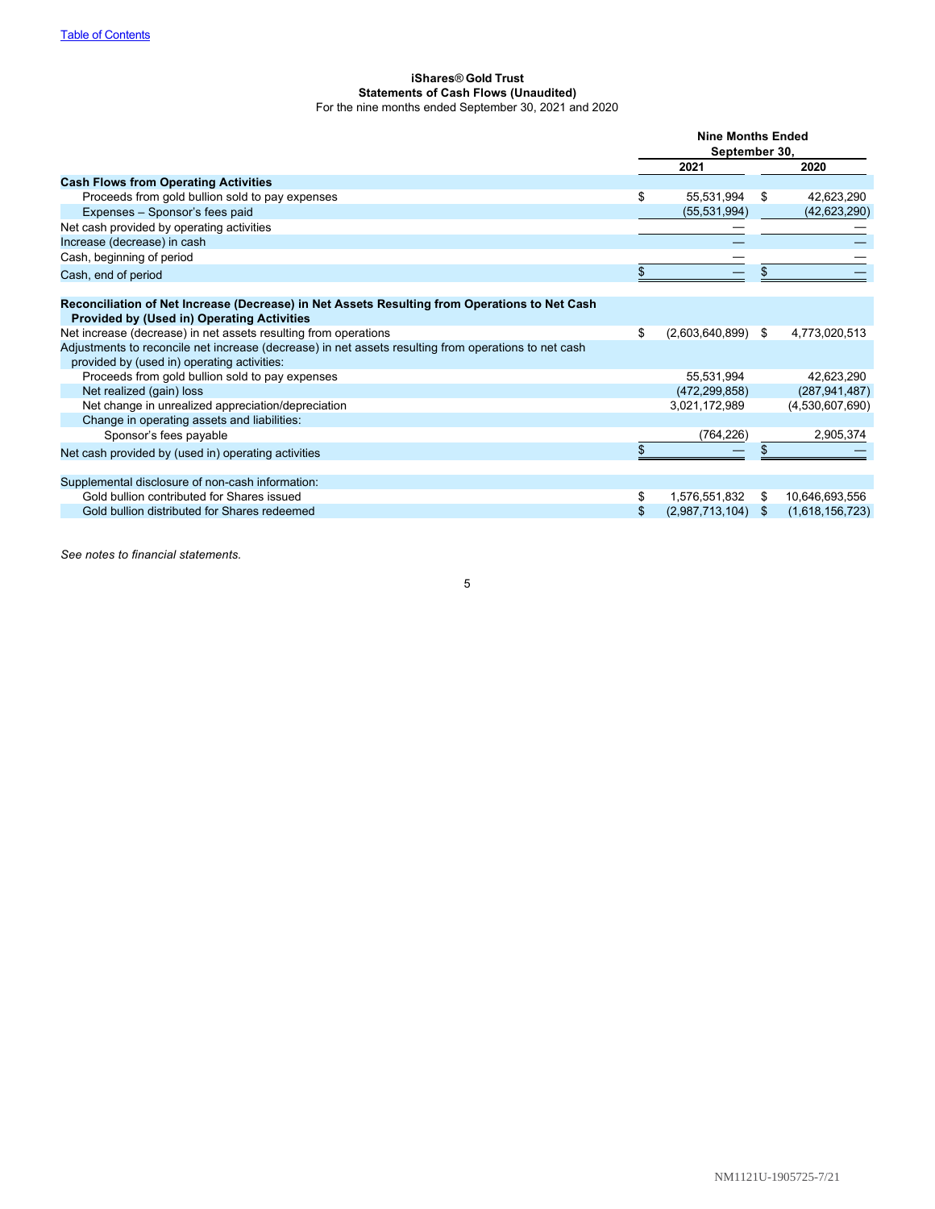[Table of Contents](#)

**iShares® Gold Trust**
**Statements of Cash Flows (Unaudited)**
For the nine months ended September 30, 2021 and 2020

| | Nine Months Ended September 30, | |
|---|---|---|
| | 2021 | 2020 |
| **Cash Flows from Operating Activities** | | |
| Proceeds from gold bullion sold to pay expenses | $ 55,531,994 | $ 42,623,290 |
| Expenses – Sponsor's fees paid | (55,531,994) | (42,623,290) |
| Net cash provided by operating activities | — | — |
| Increase (decrease) in cash | — | — |
| Cash, beginning of period | — | — |
| Cash, end of period | $ — | $ — |
| | | |
| **Reconciliation of Net Increase (Decrease) in Net Assets Resulting from Operations to Net Cash Provided by (Used in) Operating Activities** | | |
| Net increase (decrease) in net assets resulting from operations | $ (2,603,640,899) | $ 4,773,020,513 |
| Adjustments to reconcile net increase (decrease) in net assets resulting from operations to net cash provided by (used in) operating activities: | | |
| Proceeds from gold bullion sold to pay expenses | 55,531,994 | 42,623,290 |
| Net realized (gain) loss | (472,299,858) | (287,941,487) |
| Net change in unrealized appreciation/depreciation | 3,021,172,989 | (4,530,607,690) |
| Change in operating assets and liabilities: | | |
| Sponsor's fees payable | (764,226) | 2,905,374 |
| Net cash provided by (used in) operating activities | $ — | $ — |
| | | |
| Supplemental disclosure of non-cash information: | | |
| Gold bullion contributed for Shares issued | $ 1,576,551,832 | $ 10,646,693,556 |
| Gold bullion distributed for Shares redeemed | $ (2,987,713,104) | $ (1,618,156,723) |

*See notes to financial statements.*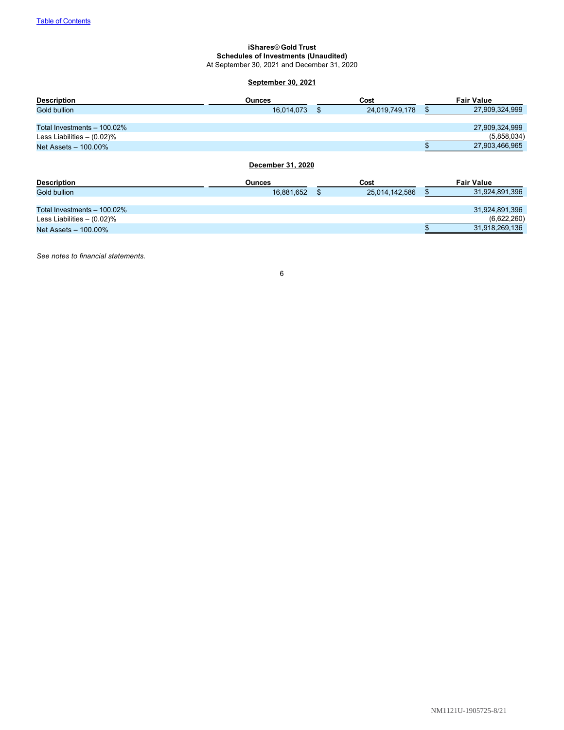# iShares® Gold Trust
## Schedules of Investments (Unaudited)
At September 30, 2021 and December 31, 2020

### September 30, 2021

| Description | Ounces | Cost | Fair Value |
|---|---|---|---|
| Gold bullion | 16,014,073 | $ 24,019,749,178 | $ 27,909,324,999 |
| Total Investments – 100.02% | | | 27,909,324,999 |
| Less Liabilities – (0.02)% | | | (5,858,034) |
| Net Assets – 100.00% | | | $ 27,903,466,965 |

### December 31, 2020

| Description | Ounces | Cost | Fair Value |
|---|---|---|---|
| Gold bullion | 16,881,652 | $ 25,014,142,586 | $ 31,924,891,396 |
| Total Investments – 100.02% | | | 31,924,891,396 |
| Less Liabilities – (0.02)% | | | (6,622,260) |
| Net Assets – 100.00% | | | $ 31,918,269,136 |

*See notes to financial statements.*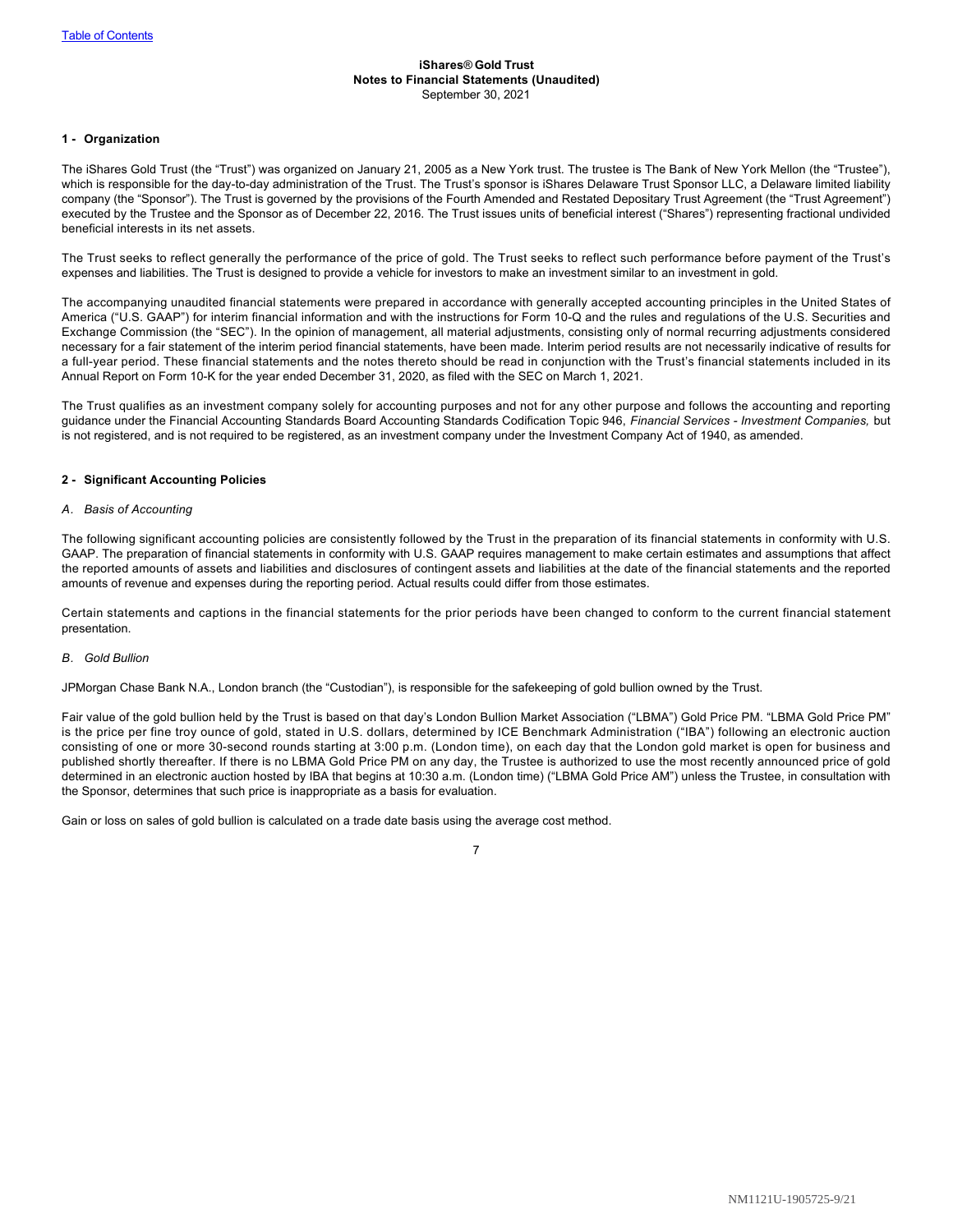**iShares® Gold Trust**
**Notes to Financial Statements (Unaudited)**
September 30, 2021

## 1 - Organization

The iShares Gold Trust (the “Trust”) was organized on January 21, 2005 as a New York trust. The trustee is The Bank of New York Mellon (the “Trustee”), which is responsible for the day-to-day administration of the Trust. The Trust’s sponsor is iShares Delaware Trust Sponsor LLC, a Delaware limited liability company (the “Sponsor”). The Trust is governed by the provisions of the Fourth Amended and Restated Depositary Trust Agreement (the “Trust Agreement”) executed by the Trustee and the Sponsor as of December 22, 2016. The Trust issues units of beneficial interest (“Shares”) representing fractional undivided beneficial interests in its net assets.

The Trust seeks to reflect generally the performance of the price of gold. The Trust seeks to reflect such performance before payment of the Trust’s expenses and liabilities. The Trust is designed to provide a vehicle for investors to make an investment similar to an investment in gold.

The accompanying unaudited financial statements were prepared in accordance with generally accepted accounting principles in the United States of America (“U.S. GAAP”) for interim financial information and with the instructions for Form 10-Q and the rules and regulations of the U.S. Securities and Exchange Commission (the “SEC”). In the opinion of management, all material adjustments, consisting only of normal recurring adjustments considered necessary for a fair statement of the interim period financial statements, have been made. Interim period results are not necessarily indicative of results for a full-year period. These financial statements and the notes thereto should be read in conjunction with the Trust’s financial statements included in its Annual Report on Form 10-K for the year ended December 31, 2020, as filed with the SEC on March 1, 2021.

The Trust qualifies as an investment company solely for accounting purposes and not for any other purpose and follows the accounting and reporting guidance under the Financial Accounting Standards Board Accounting Standards Codification Topic 946, *Financial Services - Investment Companies,* but is not registered, and is not required to be registered, as an investment company under the Investment Company Act of 1940, as amended.

## 2 - Significant Accounting Policies

### *A. Basis of Accounting*

The following significant accounting policies are consistently followed by the Trust in the preparation of its financial statements in conformity with U.S. GAAP. The preparation of financial statements in conformity with U.S. GAAP requires management to make certain estimates and assumptions that affect the reported amounts of assets and liabilities and disclosures of contingent assets and liabilities at the date of the financial statements and the reported amounts of revenue and expenses during the reporting period. Actual results could differ from those estimates.

Certain statements and captions in the financial statements for the prior periods have been changed to conform to the current financial statement presentation.

### *B. Gold Bullion*

JPMorgan Chase Bank N.A., London branch (the “Custodian”), is responsible for the safekeeping of gold bullion owned by the Trust.

Fair value of the gold bullion held by the Trust is based on that day’s London Bullion Market Association (“LBMA”) Gold Price PM. “LBMA Gold Price PM” is the price per fine troy ounce of gold, stated in U.S. dollars, determined by ICE Benchmark Administration (“IBA”) following an electronic auction consisting of one or more 30-second rounds starting at 3:00 p.m. (London time), on each day that the London gold market is open for business and published shortly thereafter. If there is no LBMA Gold Price PM on any day, the Trustee is authorized to use the most recently announced price of gold determined in an electronic auction hosted by IBA that begins at 10:30 a.m. (London time) (“LBMA Gold Price AM”) unless the Trustee, in consultation with the Sponsor, determines that such price is inappropriate as a basis for evaluation.

Gain or loss on sales of gold bullion is calculated on a trade date basis using the average cost method.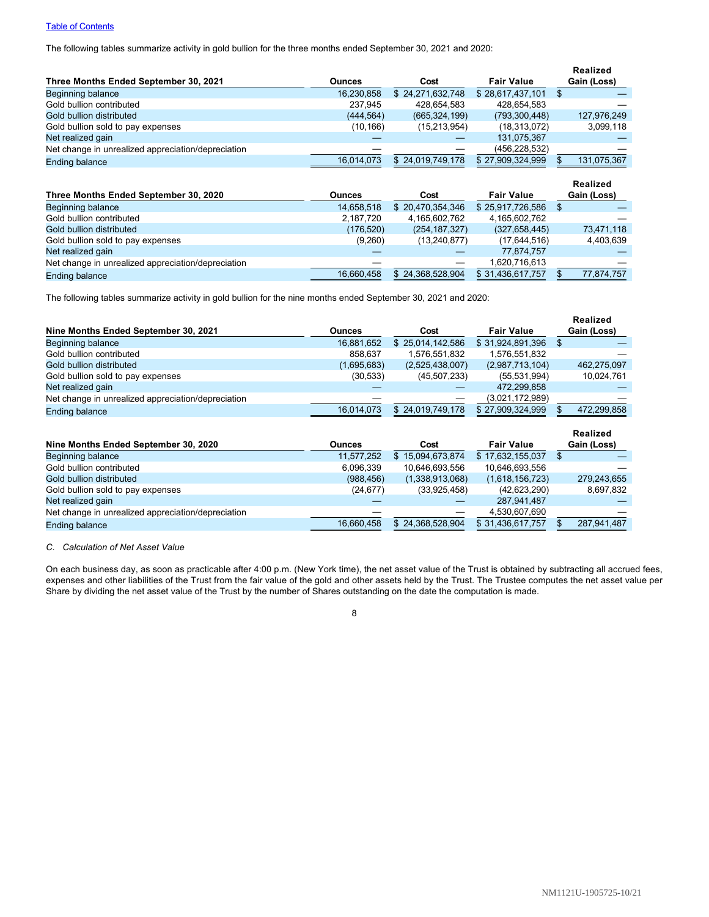[Table of Contents](#)

The following tables summarize activity in gold bullion for the three months ended September 30, 2021 and 2020:

| Three Months Ended September 30, 2021 | Ounces | Cost | Fair Value | Realized Gain (Loss) |
|---|---|---|---|---|
| Beginning balance | 16,230,858 | $ 24,271,632,748 | $ 28,617,437,101 | $ — |
| Gold bullion contributed | 237,945 | 428,654,583 | 428,654,583 | — |
| Gold bullion distributed | (444,564) | (665,324,199) | (793,300,448) | 127,976,249 |
| Gold bullion sold to pay expenses | (10,166) | (15,213,954) | (18,313,072) | 3,099,118 |
| Net realized gain | — | — | 131,075,367 | — |
| Net change in unrealized appreciation/depreciation | — | — | (456,228,532) | — |
| Ending balance | 16,014,073 | $ 24,019,749,178 | $ 27,909,324,999 | $ 131,075,367 |

| Three Months Ended September 30, 2020 | Ounces | Cost | Fair Value | Realized Gain (Loss) |
|---|---|---|---|---|
| Beginning balance | 14,658,518 | $ 20,470,354,346 | $ 25,917,726,586 | $ — |
| Gold bullion contributed | 2,187,720 | 4,165,602,762 | 4,165,602,762 | — |
| Gold bullion distributed | (176,520) | (254,187,327) | (327,658,445) | 73,471,118 |
| Gold bullion sold to pay expenses | (9,260) | (13,240,877) | (17,644,516) | 4,403,639 |
| Net realized gain | — | — | 77,874,757 | — |
| Net change in unrealized appreciation/depreciation | — | — | 1,620,716,613 | — |
| Ending balance | 16,660,458 | $ 24,368,528,904 | $ 31,436,617,757 | $ 77,874,757 |

The following tables summarize activity in gold bullion for the nine months ended September 30, 2021 and 2020:

| Nine Months Ended September 30, 2021 | Ounces | Cost | Fair Value | Realized Gain (Loss) |
|---|---|---|---|---|
| Beginning balance | 16,881,652 | $ 25,014,142,586 | $ 31,924,891,396 | $ — |
| Gold bullion contributed | 858,637 | 1,576,551,832 | 1,576,551,832 | — |
| Gold bullion distributed | (1,695,683) | (2,525,438,007) | (2,987,713,104) | 462,275,097 |
| Gold bullion sold to pay expenses | (30,533) | (45,507,233) | (55,531,994) | 10,024,761 |
| Net realized gain | — | — | 472,299,858 | — |
| Net change in unrealized appreciation/depreciation | — | — | (3,021,172,989) | — |
| Ending balance | 16,014,073 | $ 24,019,749,178 | $ 27,909,324,999 | $ 472,299,858 |

| Nine Months Ended September 30, 2020 | Ounces | Cost | Fair Value | Realized Gain (Loss) |
|---|---|---|---|---|
| Beginning balance | 11,577,252 | $ 15,094,673,874 | $ 17,632,155,037 | $ — |
| Gold bullion contributed | 6,096,339 | 10,646,693,556 | 10,646,693,556 | — |
| Gold bullion distributed | (988,456) | (1,338,913,068) | (1,618,156,723) | 279,243,655 |
| Gold bullion sold to pay expenses | (24,677) | (33,925,458) | (42,623,290) | 8,697,832 |
| Net realized gain | — | — | 287,941,487 | — |
| Net change in unrealized appreciation/depreciation | — | — | 4,530,607,690 | — |
| Ending balance | 16,660,458 | $ 24,368,528,904 | $ 31,436,617,757 | $ 287,941,487 |

*C. Calculation of Net Asset Value*

On each business day, as soon as practicable after 4:00 p.m. (New York time), the net asset value of the Trust is obtained by subtracting all accrued fees, expenses and other liabilities of the Trust from the fair value of the gold and other assets held by the Trust. The Trustee computes the net asset value per Share by dividing the net asset value of the Trust by the number of Shares outstanding on the date the computation is made.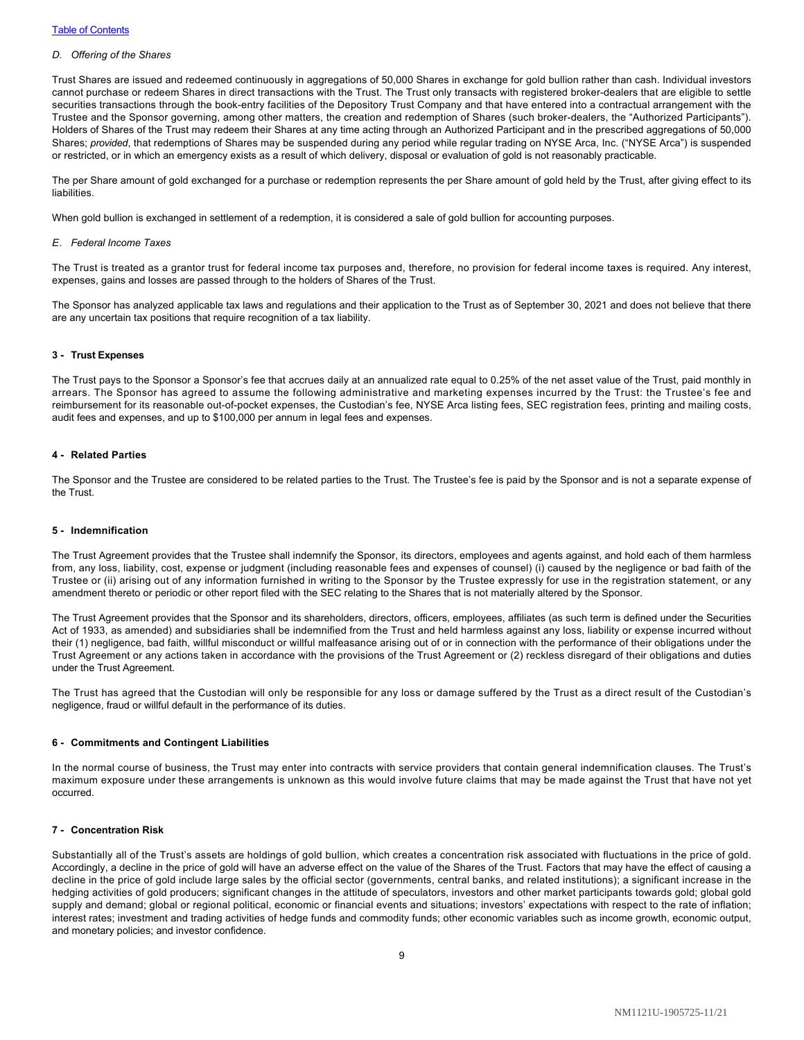*D. Offering of the Shares*

Trust Shares are issued and redeemed continuously in aggregations of 50,000 Shares in exchange for gold bullion rather than cash. Individual investors cannot purchase or redeem Shares in direct transactions with the Trust. The Trust only transacts with registered broker-dealers that are eligible to settle securities transactions through the book-entry facilities of the Depository Trust Company and that have entered into a contractual arrangement with the Trustee and the Sponsor governing, among other matters, the creation and redemption of Shares (such broker-dealers, the "Authorized Participants"). Holders of Shares of the Trust may redeem their Shares at any time acting through an Authorized Participant and in the prescribed aggregations of 50,000 Shares; *provided*, that redemptions of Shares may be suspended during any period while regular trading on NYSE Arca, Inc. ("NYSE Arca") is suspended or restricted, or in which an emergency exists as a result of which delivery, disposal or evaluation of gold is not reasonably practicable.

The per Share amount of gold exchanged for a purchase or redemption represents the per Share amount of gold held by the Trust, after giving effect to its liabilities.

When gold bullion is exchanged in settlement of a redemption, it is considered a sale of gold bullion for accounting purposes.

*E. Federal Income Taxes*

The Trust is treated as a grantor trust for federal income tax purposes and, therefore, no provision for federal income taxes is required. Any interest, expenses, gains and losses are passed through to the holders of Shares of the Trust.

The Sponsor has analyzed applicable tax laws and regulations and their application to the Trust as of September 30, 2021 and does not believe that there are any uncertain tax positions that require recognition of a tax liability.

**3 - Trust Expenses**

The Trust pays to the Sponsor a Sponsor's fee that accrues daily at an annualized rate equal to 0.25% of the net asset value of the Trust, paid monthly in arrears. The Sponsor has agreed to assume the following administrative and marketing expenses incurred by the Trust: the Trustee's fee and reimbursement for its reasonable out-of-pocket expenses, the Custodian's fee, NYSE Arca listing fees, SEC registration fees, printing and mailing costs, audit fees and expenses, and up to $100,000 per annum in legal fees and expenses.

**4 - Related Parties**

The Sponsor and the Trustee are considered to be related parties to the Trust. The Trustee's fee is paid by the Sponsor and is not a separate expense of the Trust.

**5 - Indemnification**

The Trust Agreement provides that the Trustee shall indemnify the Sponsor, its directors, employees and agents against, and hold each of them harmless from, any loss, liability, cost, expense or judgment (including reasonable fees and expenses of counsel) (i) caused by the negligence or bad faith of the Trustee or (ii) arising out of any information furnished in writing to the Sponsor by the Trustee expressly for use in the registration statement, or any amendment thereto or periodic or other report filed with the SEC relating to the Shares that is not materially altered by the Sponsor.

The Trust Agreement provides that the Sponsor and its shareholders, directors, officers, employees, affiliates (as such term is defined under the Securities Act of 1933, as amended) and subsidiaries shall be indemnified from the Trust and held harmless against any loss, liability or expense incurred without their (1) negligence, bad faith, willful misconduct or willful malfeasance arising out of or in connection with the performance of their obligations under the Trust Agreement or any actions taken in accordance with the provisions of the Trust Agreement or (2) reckless disregard of their obligations and duties under the Trust Agreement.

The Trust has agreed that the Custodian will only be responsible for any loss or damage suffered by the Trust as a direct result of the Custodian's negligence, fraud or willful default in the performance of its duties.

**6 - Commitments and Contingent Liabilities**

In the normal course of business, the Trust may enter into contracts with service providers that contain general indemnification clauses. The Trust's maximum exposure under these arrangements is unknown as this would involve future claims that may be made against the Trust that have not yet occurred.

**7 - Concentration Risk**

Substantially all of the Trust's assets are holdings of gold bullion, which creates a concentration risk associated with fluctuations in the price of gold. Accordingly, a decline in the price of gold will have an adverse effect on the value of the Shares of the Trust. Factors that may have the effect of causing a decline in the price of gold include large sales by the official sector (governments, central banks, and related institutions); a significant increase in the hedging activities of gold producers; significant changes in the attitude of speculators, investors and other market participants towards gold; global gold supply and demand; global or regional political, economic or financial events and situations; investors' expectations with respect to the rate of inflation; interest rates; investment and trading activities of hedge funds and commodity funds; other economic variables such as income growth, economic output, and monetary policies; and investor confidence.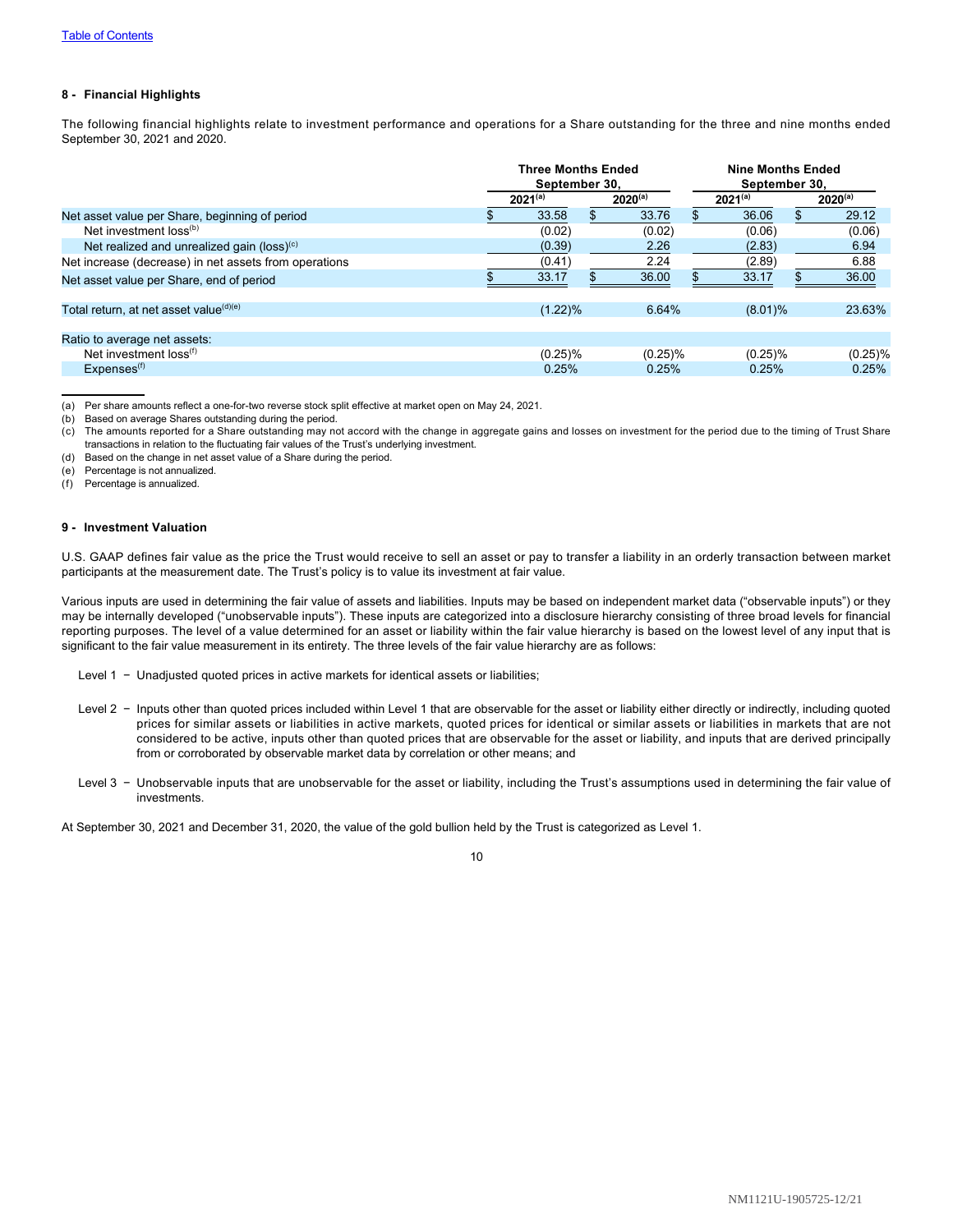### 8 - Financial Highlights

The following financial highlights relate to investment performance and operations for a Share outstanding for the three and nine months ended September 30, 2021 and 2020.

| | Three Months Ended September 30, | | Nine Months Ended September 30, | |
|---|---|---|---|---|
| | 2021[(a)] | 2020[(a)] | 2021[(a)] | 2020[(a)] |
| Net asset value per Share, beginning of period | $ 33.58 | $ 33.76 | $ 36.06 | $ 29.12 |
| Net investment loss[(b)] | (0.02) | (0.02) | (0.06) | (0.06) |
| Net realized and unrealized gain (loss)[(c)] | (0.39) | 2.26 | (2.83) | 6.94 |
| Net increase (decrease) in net assets from operations | (0.41) | 2.24 | (2.89) | 6.88 |
| Net asset value per Share, end of period | $ 33.17 | $ 36.00 | $ 33.17 | $ 36.00 |
| Total return, at net asset value[(d)(e)] | (1.22)% | 6.64% | (8.01)% | 23.63% |
| Ratio to average net assets: | | | | |
| Net investment loss[(f)] | (0.25)% | (0.25)% | (0.25)% | (0.25)% |
| Expenses[(f)] | 0.25% | 0.25% | 0.25% | 0.25% |

(a) Per share amounts reflect a one-for-two reverse stock split effective at market open on May 24, 2021.
(b) Based on average Shares outstanding during the period.
(c) The amounts reported for a Share outstanding may not accord with the change in aggregate gains and losses on investment for the period due to the timing of Trust Share transactions in relation to the fluctuating fair values of the Trust's underlying investment.
(d) Based on the change in net asset value of a Share during the period.
(e) Percentage is not annualized.
(f) Percentage is annualized.

### 9 - Investment Valuation

U.S. GAAP defines fair value as the price the Trust would receive to sell an asset or pay to transfer a liability in an orderly transaction between market participants at the measurement date. The Trust's policy is to value its investment at fair value.

Various inputs are used in determining the fair value of assets and liabilities. Inputs may be based on independent market data ("observable inputs") or they may be internally developed ("unobservable inputs"). These inputs are categorized into a disclosure hierarchy consisting of three broad levels for financial reporting purposes. The level of a value determined for an asset or liability within the fair value hierarchy is based on the lowest level of any input that is significant to the fair value measurement in its entirety. The three levels of the fair value hierarchy are as follows:

Level 1 − Unadjusted quoted prices in active markets for identical assets or liabilities;

Level 2 − Inputs other than quoted prices included within Level 1 that are observable for the asset or liability either directly or indirectly, including quoted prices for similar assets or liabilities in active markets, quoted prices for identical or similar assets or liabilities in markets that are not considered to be active, inputs other than quoted prices that are observable for the asset or liability, and inputs that are derived principally from or corroborated by observable market data by correlation or other means; and

Level 3 − Unobservable inputs that are unobservable for the asset or liability, including the Trust's assumptions used in determining the fair value of investments.

At September 30, 2021 and December 31, 2020, the value of the gold bullion held by the Trust is categorized as Level 1.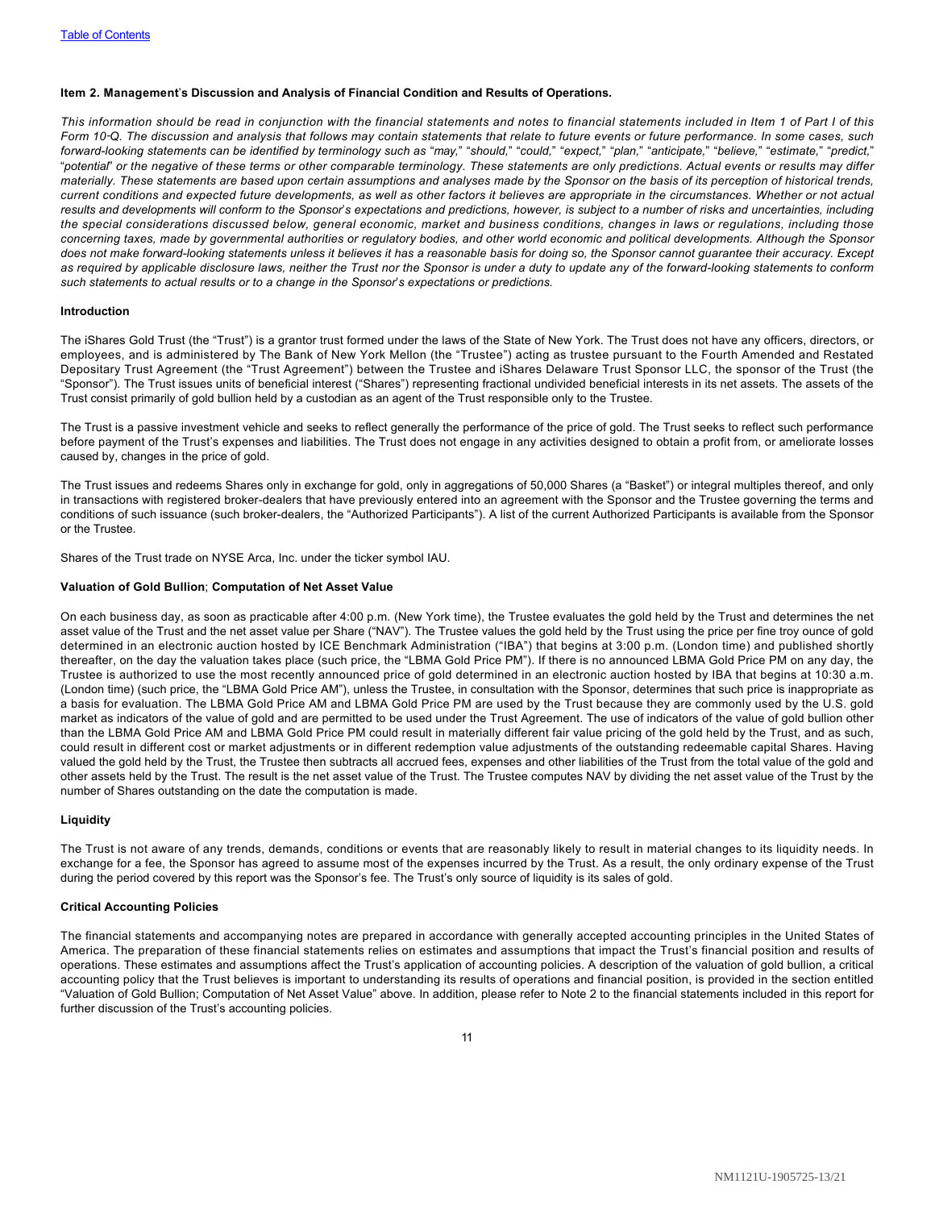**Item 2. Management's Discussion and Analysis of Financial Condition and Results of Operations.**

*This information should be read in conjunction with the financial statements and notes to financial statements included in Item 1 of Part I of this Form 10-Q. The discussion and analysis that follows may contain statements that relate to future events or future performance. In some cases, such forward-looking statements can be identified by terminology such as "may," "should," "could," "expect," "plan," "anticipate," "believe," "estimate," "predict," "potential" or the negative of these terms or other comparable terminology. These statements are only predictions. Actual events or results may differ materially. These statements are based upon certain assumptions and analyses made by the Sponsor on the basis of its perception of historical trends, current conditions and expected future developments, as well as other factors it believes are appropriate in the circumstances. Whether or not actual results and developments will conform to the Sponsor's expectations and predictions, however, is subject to a number of risks and uncertainties, including the special considerations discussed below, general economic, market and business conditions, changes in laws or regulations, including those concerning taxes, made by governmental authorities or regulatory bodies, and other world economic and political developments. Although the Sponsor does not make forward-looking statements unless it believes it has a reasonable basis for doing so, the Sponsor cannot guarantee their accuracy. Except as required by applicable disclosure laws, neither the Trust nor the Sponsor is under a duty to update any of the forward-looking statements to conform such statements to actual results or to a change in the Sponsor's expectations or predictions.*

**Introduction**

The iShares Gold Trust (the "Trust") is a grantor trust formed under the laws of the State of New York. The Trust does not have any officers, directors, or employees, and is administered by The Bank of New York Mellon (the "Trustee") acting as trustee pursuant to the Fourth Amended and Restated Depositary Trust Agreement (the "Trust Agreement") between the Trustee and iShares Delaware Trust Sponsor LLC, the sponsor of the Trust (the "Sponsor"). The Trust issues units of beneficial interest ("Shares") representing fractional undivided beneficial interests in its net assets. The assets of the Trust consist primarily of gold bullion held by a custodian as an agent of the Trust responsible only to the Trustee.

The Trust is a passive investment vehicle and seeks to reflect generally the performance of the price of gold. The Trust seeks to reflect such performance before payment of the Trust's expenses and liabilities. The Trust does not engage in any activities designed to obtain a profit from, or ameliorate losses caused by, changes in the price of gold.

The Trust issues and redeems Shares only in exchange for gold, only in aggregations of 50,000 Shares (a "Basket") or integral multiples thereof, and only in transactions with registered broker-dealers that have previously entered into an agreement with the Sponsor and the Trustee governing the terms and conditions of such issuance (such broker-dealers, the "Authorized Participants"). A list of the current Authorized Participants is available from the Sponsor or the Trustee.

Shares of the Trust trade on NYSE Arca, Inc. under the ticker symbol IAU.

**Valuation of Gold Bullion**; **Computation of Net Asset Value**

On each business day, as soon as practicable after 4:00 p.m. (New York time), the Trustee evaluates the gold held by the Trust and determines the net asset value of the Trust and the net asset value per Share ("NAV"). The Trustee values the gold held by the Trust using the price per fine troy ounce of gold determined in an electronic auction hosted by ICE Benchmark Administration ("IBA") that begins at 3:00 p.m. (London time) and published shortly thereafter, on the day the valuation takes place (such price, the "LBMA Gold Price PM"). If there is no announced LBMA Gold Price PM on any day, the Trustee is authorized to use the most recently announced price of gold determined in an electronic auction hosted by IBA that begins at 10:30 a.m. (London time) (such price, the "LBMA Gold Price AM"), unless the Trustee, in consultation with the Sponsor, determines that such price is inappropriate as a basis for evaluation. The LBMA Gold Price AM and LBMA Gold Price PM are used by the Trust because they are commonly used by the U.S. gold market as indicators of the value of gold and are permitted to be used under the Trust Agreement. The use of indicators of the value of gold bullion other than the LBMA Gold Price AM and LBMA Gold Price PM could result in materially different fair value pricing of the gold held by the Trust, and as such, could result in different cost or market adjustments or in different redemption value adjustments of the outstanding redeemable capital Shares. Having valued the gold held by the Trust, the Trustee then subtracts all accrued fees, expenses and other liabilities of the Trust from the total value of the gold and other assets held by the Trust. The result is the net asset value of the Trust. The Trustee computes NAV by dividing the net asset value of the Trust by the number of Shares outstanding on the date the computation is made.

**Liquidity**

The Trust is not aware of any trends, demands, conditions or events that are reasonably likely to result in material changes to its liquidity needs. In exchange for a fee, the Sponsor has agreed to assume most of the expenses incurred by the Trust. As a result, the only ordinary expense of the Trust during the period covered by this report was the Sponsor's fee. The Trust's only source of liquidity is its sales of gold.

**Critical Accounting Policies**

The financial statements and accompanying notes are prepared in accordance with generally accepted accounting principles in the United States of America. The preparation of these financial statements relies on estimates and assumptions that impact the Trust's financial position and results of operations. These estimates and assumptions affect the Trust's application of accounting policies. A description of the valuation of gold bullion, a critical accounting policy that the Trust believes is important to understanding its results of operations and financial position, is provided in the section entitled "Valuation of Gold Bullion; Computation of Net Asset Value" above. In addition, please refer to Note 2 to the financial statements included in this report for further discussion of the Trust's accounting policies.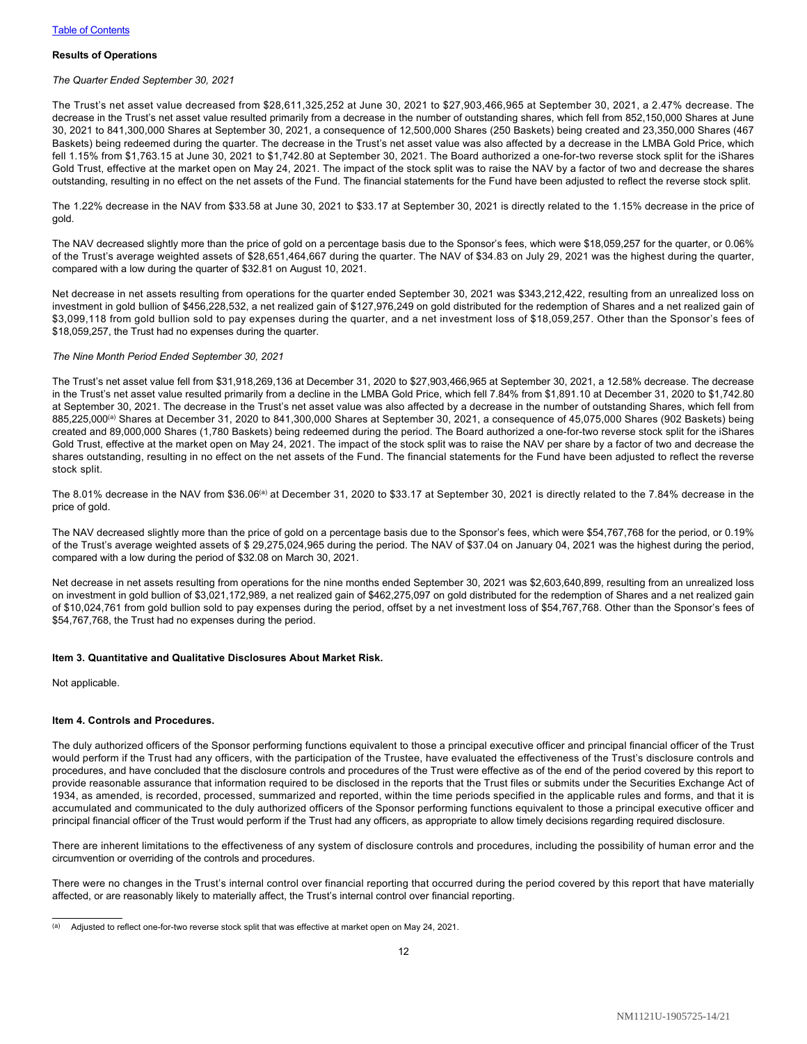[Table of Contents](#)

**Results of Operations**

*The Quarter Ended September 30, 2021*

The Trust's net asset value decreased from $28,611,325,252 at June 30, 2021 to $27,903,466,965 at September 30, 2021, a 2.47% decrease. The decrease in the Trust's net asset value resulted primarily from a decrease in the number of outstanding shares, which fell from 852,150,000 Shares at June 30, 2021 to 841,300,000 Shares at September 30, 2021, a consequence of 12,500,000 Shares (250 Baskets) being created and 23,350,000 Shares (467 Baskets) being redeemed during the quarter. The decrease in the Trust's net asset value was also affected by a decrease in the LMBA Gold Price, which fell 1.15% from $1,763.15 at June 30, 2021 to $1,742.80 at September 30, 2021. The Board authorized a one-for-two reverse stock split for the iShares Gold Trust, effective at the market open on May 24, 2021. The impact of the stock split was to raise the NAV by a factor of two and decrease the shares outstanding, resulting in no effect on the net assets of the Fund. The financial statements for the Fund have been adjusted to reflect the reverse stock split.

The 1.22% decrease in the NAV from $33.58 at June 30, 2021 to $33.17 at September 30, 2021 is directly related to the 1.15% decrease in the price of gold.

The NAV decreased slightly more than the price of gold on a percentage basis due to the Sponsor's fees, which were $18,059,257 for the quarter, or 0.06% of the Trust's average weighted assets of $28,651,464,667 during the quarter. The NAV of $34.83 on July 29, 2021 was the highest during the quarter, compared with a low during the quarter of $32.81 on August 10, 2021.

Net decrease in net assets resulting from operations for the quarter ended September 30, 2021 was $343,212,422, resulting from an unrealized loss on investment in gold bullion of $456,228,532, a net realized gain of $127,976,249 on gold distributed for the redemption of Shares and a net realized gain of $3,099,118 from gold bullion sold to pay expenses during the quarter, and a net investment loss of $18,059,257. Other than the Sponsor's fees of $18,059,257, the Trust had no expenses during the quarter.

*The Nine Month Period Ended September 30, 2021*

The Trust's net asset value fell from $31,918,269,136 at December 31, 2020 to $27,903,466,965 at September 30, 2021, a 12.58% decrease. The decrease in the Trust's net asset value resulted primarily from a decline in the LMBA Gold Price, which fell 7.84% from $1,891.10 at December 31, 2020 to $1,742.80 at September 30, 2021. The decrease in the Trust's net asset value was also affected by a decrease in the number of outstanding Shares, which fell from 885,225,000[(a)] Shares at December 31, 2020 to 841,300,000 Shares at September 30, 2021, a consequence of 45,075,000 Shares (902 Baskets) being created and 89,000,000 Shares (1,780 Baskets) being redeemed during the period. The Board authorized a one-for-two reverse stock split for the iShares Gold Trust, effective at the market open on May 24, 2021. The impact of the stock split was to raise the NAV per share by a factor of two and decrease the shares outstanding, resulting in no effect on the net assets of the Fund. The financial statements for the Fund have been adjusted to reflect the reverse stock split.

The 8.01% decrease in the NAV from $36.06[(a)] at December 31, 2020 to $33.17 at September 30, 2021 is directly related to the 7.84% decrease in the price of gold.

The NAV decreased slightly more than the price of gold on a percentage basis due to the Sponsor's fees, which were $54,767,768 for the period, or 0.19% of the Trust's average weighted assets of $ 29,275,024,965 during the period. The NAV of $37.04 on January 04, 2021 was the highest during the period, compared with a low during the period of $32.08 on March 30, 2021.

Net decrease in net assets resulting from operations for the nine months ended September 30, 2021 was $2,603,640,899, resulting from an unrealized loss on investment in gold bullion of $3,021,172,989, a net realized gain of $462,275,097 on gold distributed for the redemption of Shares and a net realized gain of $10,024,761 from gold bullion sold to pay expenses during the period, offset by a net investment loss of $54,767,768. Other than the Sponsor's fees of $54,767,768, the Trust had no expenses during the period.

**Item 3. Quantitative and Qualitative Disclosures About Market Risk.**

Not applicable.

**Item 4. Controls and Procedures.**

The duly authorized officers of the Sponsor performing functions equivalent to those a principal executive officer and principal financial officer of the Trust would perform if the Trust had any officers, with the participation of the Trustee, have evaluated the effectiveness of the Trust's disclosure controls and procedures, and have concluded that the disclosure controls and procedures of the Trust were effective as of the end of the period covered by this report to provide reasonable assurance that information required to be disclosed in the reports that the Trust files or submits under the Securities Exchange Act of 1934, as amended, is recorded, processed, summarized and reported, within the time periods specified in the applicable rules and forms, and that it is accumulated and communicated to the duly authorized officers of the Sponsor performing functions equivalent to those a principal executive officer and principal financial officer of the Trust would perform if the Trust had any officers, as appropriate to allow timely decisions regarding required disclosure.

There are inherent limitations to the effectiveness of any system of disclosure controls and procedures, including the possibility of human error and the circumvention or overriding of the controls and procedures.

There were no changes in the Trust's internal control over financial reporting that occurred during the period covered by this report that have materially affected, or are reasonably likely to materially affect, the Trust's internal control over financial reporting.

---

(a) Adjusted to reflect one-for-two reverse stock split that was effective at market open on May 24, 2021.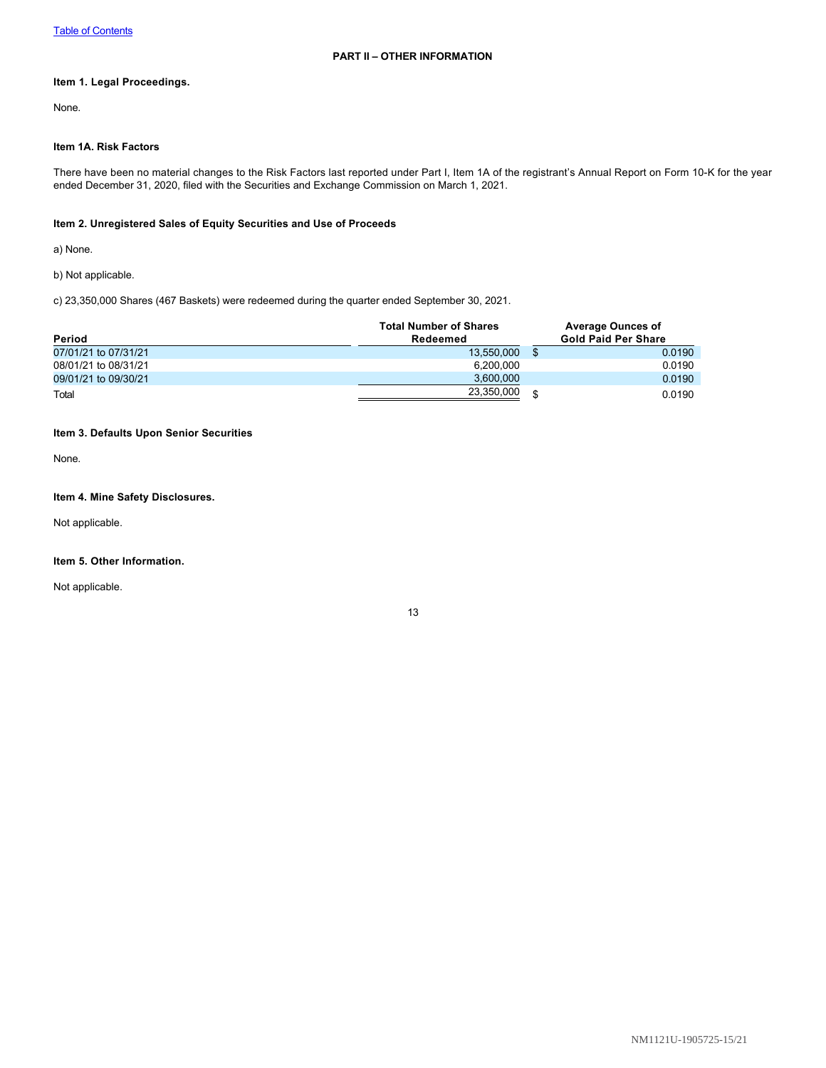[Table of Contents](#)

## PART II – OTHER INFORMATION

### Item 1. Legal Proceedings.

None.

### Item 1A. Risk Factors

There have been no material changes to the Risk Factors last reported under Part I, Item 1A of the registrant's Annual Report on Form 10-K for the year ended December 31, 2020, filed with the Securities and Exchange Commission on March 1, 2021.

### Item 2. Unregistered Sales of Equity Securities and Use of Proceeds

a) None.

b) Not applicable.

c) 23,350,000 Shares (467 Baskets) were redeemed during the quarter ended September 30, 2021.

| Period | Total Number of Shares Redeemed | Average Ounces of Gold Paid Per Share |
|---|---|---|
| 07/01/21 to 07/31/21 | 13,550,000 | $ 0.0190 |
| 08/01/21 to 08/31/21 | 6,200,000 | 0.0190 |
| 09/01/21 to 09/30/21 | 3,600,000 | 0.0190 |
| Total | 23,350,000 | $ 0.0190 |

### Item 3. Defaults Upon Senior Securities

None.

### Item 4. Mine Safety Disclosures.

Not applicable.

### Item 5. Other Information.

Not applicable.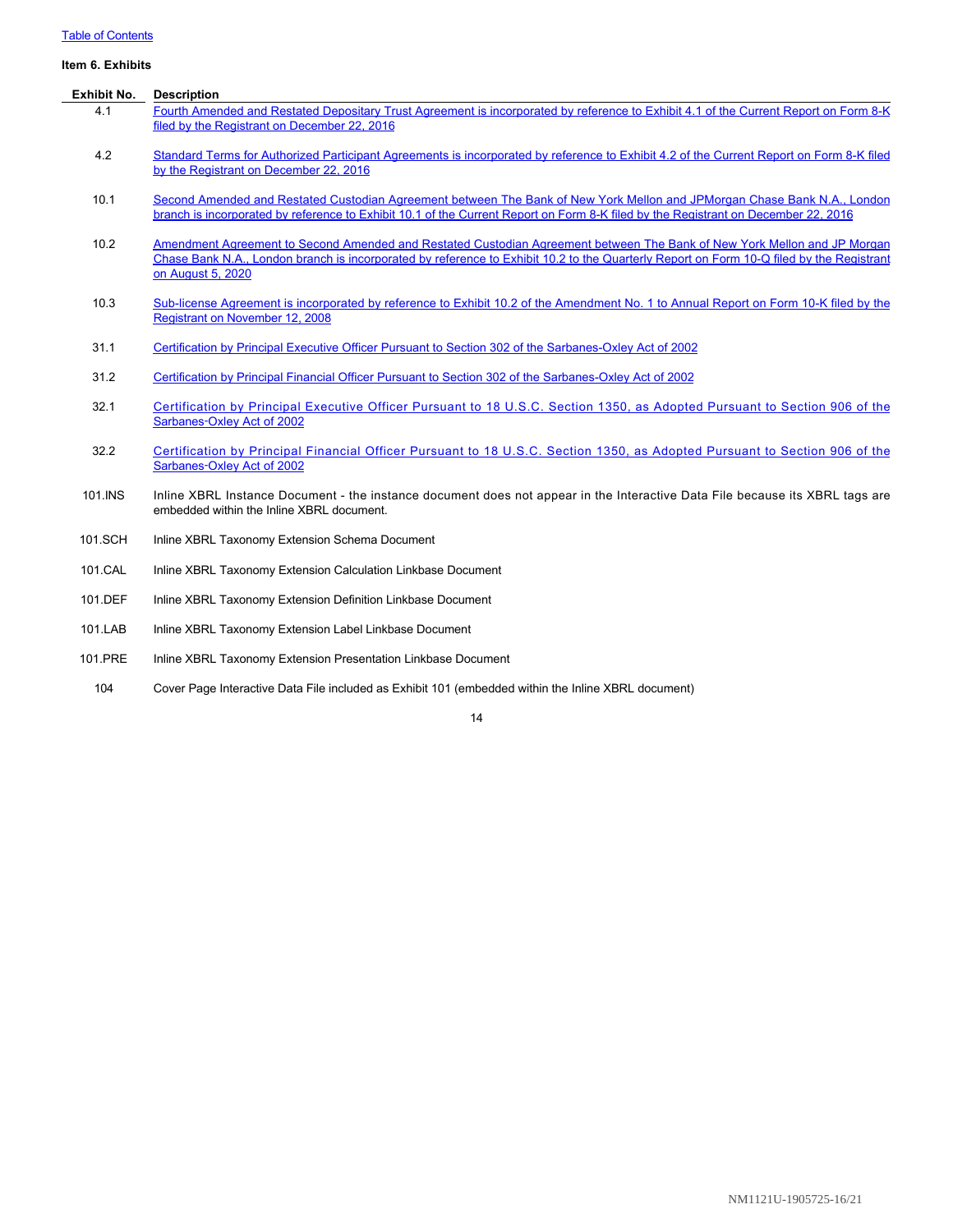Table of Contents

**Item 6. Exhibits**

| Exhibit No. | Description |
|---|---|
| 4.1 | Fourth Amended and Restated Depositary Trust Agreement is incorporated by reference to Exhibit 4.1 of the Current Report on Form 8-K filed by the Registrant on December 22, 2016 |
| 4.2 | Standard Terms for Authorized Participant Agreements is incorporated by reference to Exhibit 4.2 of the Current Report on Form 8-K filed by the Registrant on December 22, 2016 |
| 10.1 | Second Amended and Restated Custodian Agreement between The Bank of New York Mellon and JPMorgan Chase Bank N.A., London branch is incorporated by reference to Exhibit 10.1 of the Current Report on Form 8-K filed by the Registrant on December 22, 2016 |
| 10.2 | Amendment Agreement to Second Amended and Restated Custodian Agreement between The Bank of New York Mellon and JP Morgan Chase Bank N.A., London branch is incorporated by reference to Exhibit 10.2 to the Quarterly Report on Form 10-Q filed by the Registrant on August 5, 2020 |
| 10.3 | Sub-license Agreement is incorporated by reference to Exhibit 10.2 of the Amendment No. 1 to Annual Report on Form 10-K filed by the Registrant on November 12, 2008 |
| 31.1 | Certification by Principal Executive Officer Pursuant to Section 302 of the Sarbanes-Oxley Act of 2002 |
| 31.2 | Certification by Principal Financial Officer Pursuant to Section 302 of the Sarbanes-Oxley Act of 2002 |
| 32.1 | Certification by Principal Executive Officer Pursuant to 18 U.S.C. Section 1350, as Adopted Pursuant to Section 906 of the Sarbanes-Oxley Act of 2002 |
| 32.2 | Certification by Principal Financial Officer Pursuant to 18 U.S.C. Section 1350, as Adopted Pursuant to Section 906 of the Sarbanes-Oxley Act of 2002 |
| 101.INS | Inline XBRL Instance Document - the instance document does not appear in the Interactive Data File because its XBRL tags are embedded within the Inline XBRL document. |
| 101.SCH | Inline XBRL Taxonomy Extension Schema Document |
| 101.CAL | Inline XBRL Taxonomy Extension Calculation Linkbase Document |
| 101.DEF | Inline XBRL Taxonomy Extension Definition Linkbase Document |
| 101.LAB | Inline XBRL Taxonomy Extension Label Linkbase Document |
| 101.PRE | Inline XBRL Taxonomy Extension Presentation Linkbase Document |
| 104 | Cover Page Interactive Data File included as Exhibit 101 (embedded within the Inline XBRL document) |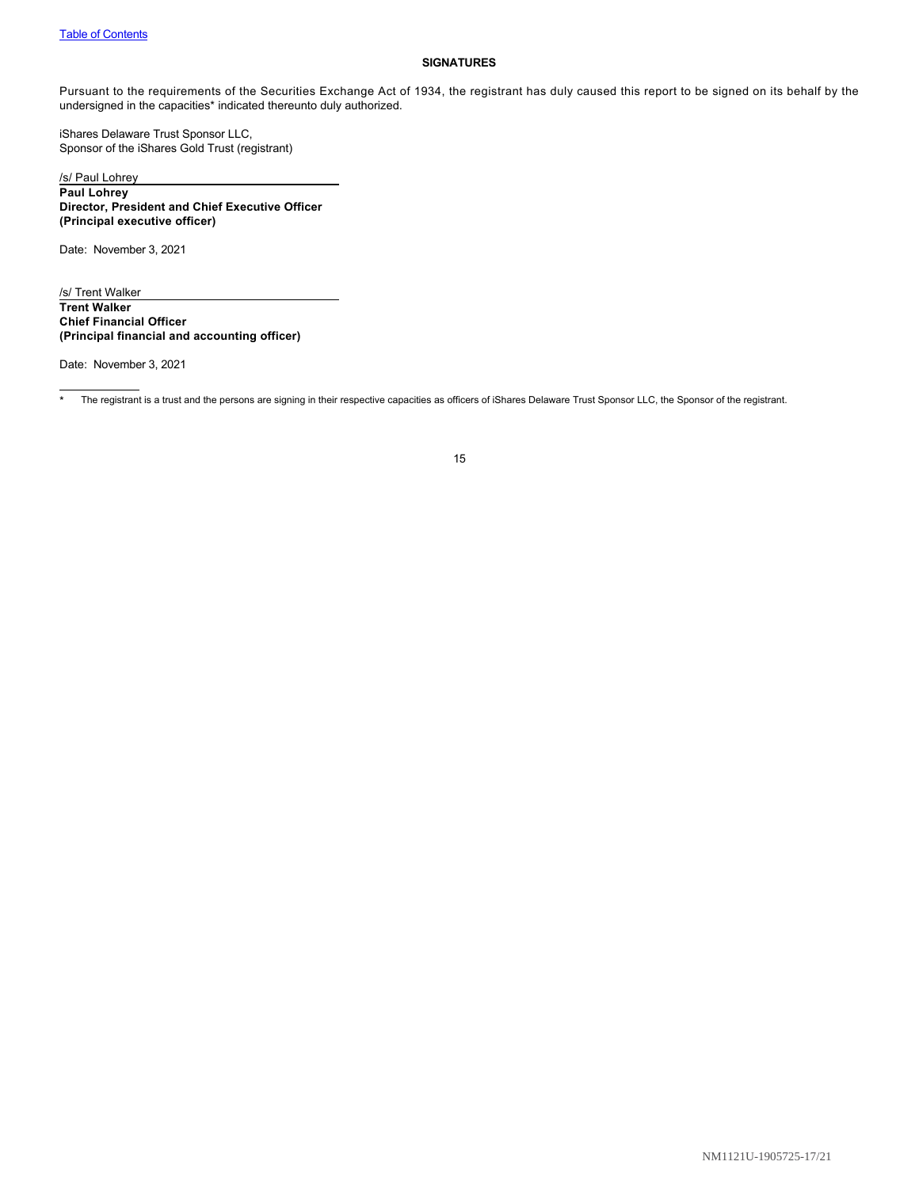[Table of Contents](#)

## SIGNATURES

Pursuant to the requirements of the Securities Exchange Act of 1934, the registrant has duly caused this report to be signed on its behalf by the undersigned in the capacities* indicated thereunto duly authorized.

iShares Delaware Trust Sponsor LLC,
Sponsor of the iShares Gold Trust (registrant)

/s/ Paul Lohrey
**Paul Lohrey**
**Director, President and Chief Executive Officer**
**(Principal executive officer)**

Date: November 3, 2021

/s/ Trent Walker
**Trent Walker**
**Chief Financial Officer**
**(Principal financial and accounting officer)**

Date: November 3, 2021

---

* The registrant is a trust and the persons are signing in their respective capacities as officers of iShares Delaware Trust Sponsor LLC, the Sponsor of the registrant.

NM1121U-1905725-17/21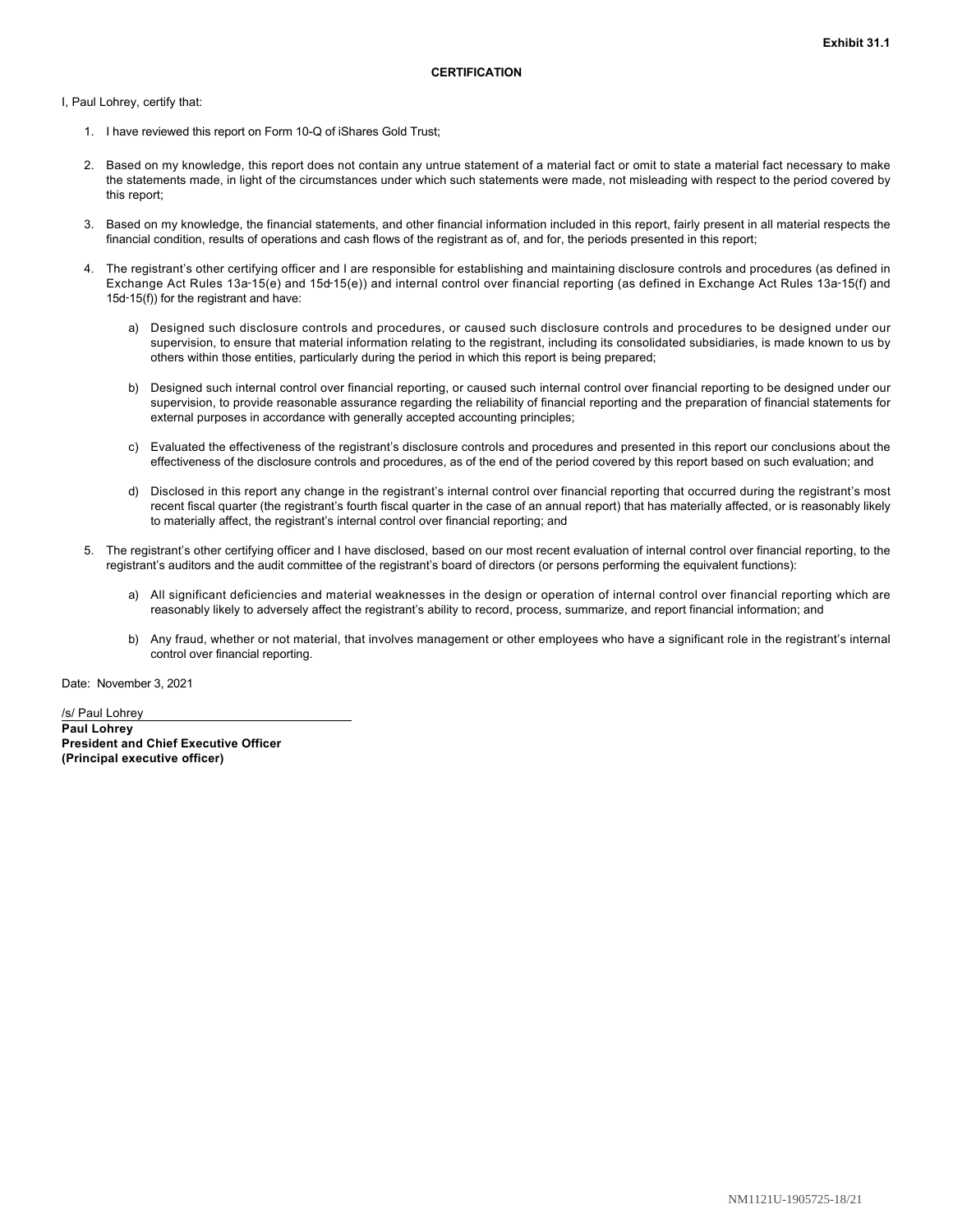**Exhibit 31.1**

**CERTIFICATION**

I, Paul Lohrey, certify that:

1. I have reviewed this report on Form 10-Q of iShares Gold Trust;

2. Based on my knowledge, this report does not contain any untrue statement of a material fact or omit to state a material fact necessary to make the statements made, in light of the circumstances under which such statements were made, not misleading with respect to the period covered by this report;

3. Based on my knowledge, the financial statements, and other financial information included in this report, fairly present in all material respects the financial condition, results of operations and cash flows of the registrant as of, and for, the periods presented in this report;

4. The registrant's other certifying officer and I are responsible for establishing and maintaining disclosure controls and procedures (as defined in Exchange Act Rules 13a-15(e) and 15d-15(e)) and internal control over financial reporting (as defined in Exchange Act Rules 13a-15(f) and 15d-15(f)) for the registrant and have:

   a) Designed such disclosure controls and procedures, or caused such disclosure controls and procedures to be designed under our supervision, to ensure that material information relating to the registrant, including its consolidated subsidiaries, is made known to us by others within those entities, particularly during the period in which this report is being prepared;

   b) Designed such internal control over financial reporting, or caused such internal control over financial reporting to be designed under our supervision, to provide reasonable assurance regarding the reliability of financial reporting and the preparation of financial statements for external purposes in accordance with generally accepted accounting principles;

   c) Evaluated the effectiveness of the registrant's disclosure controls and procedures and presented in this report our conclusions about the effectiveness of the disclosure controls and procedures, as of the end of the period covered by this report based on such evaluation; and

   d) Disclosed in this report any change in the registrant's internal control over financial reporting that occurred during the registrant's most recent fiscal quarter (the registrant's fourth fiscal quarter in the case of an annual report) that has materially affected, or is reasonably likely to materially affect, the registrant's internal control over financial reporting; and

5. The registrant's other certifying officer and I have disclosed, based on our most recent evaluation of internal control over financial reporting, to the registrant's auditors and the audit committee of the registrant's board of directors (or persons performing the equivalent functions):

   a) All significant deficiencies and material weaknesses in the design or operation of internal control over financial reporting which are reasonably likely to adversely affect the registrant's ability to record, process, summarize, and report financial information; and

   b) Any fraud, whether or not material, that involves management or other employees who have a significant role in the registrant's internal control over financial reporting.

Date: November 3, 2021

/s/ Paul Lohrey
**Paul Lohrey**
**President and Chief Executive Officer**
**(Principal executive officer)**

NM1121U-1905725-18/21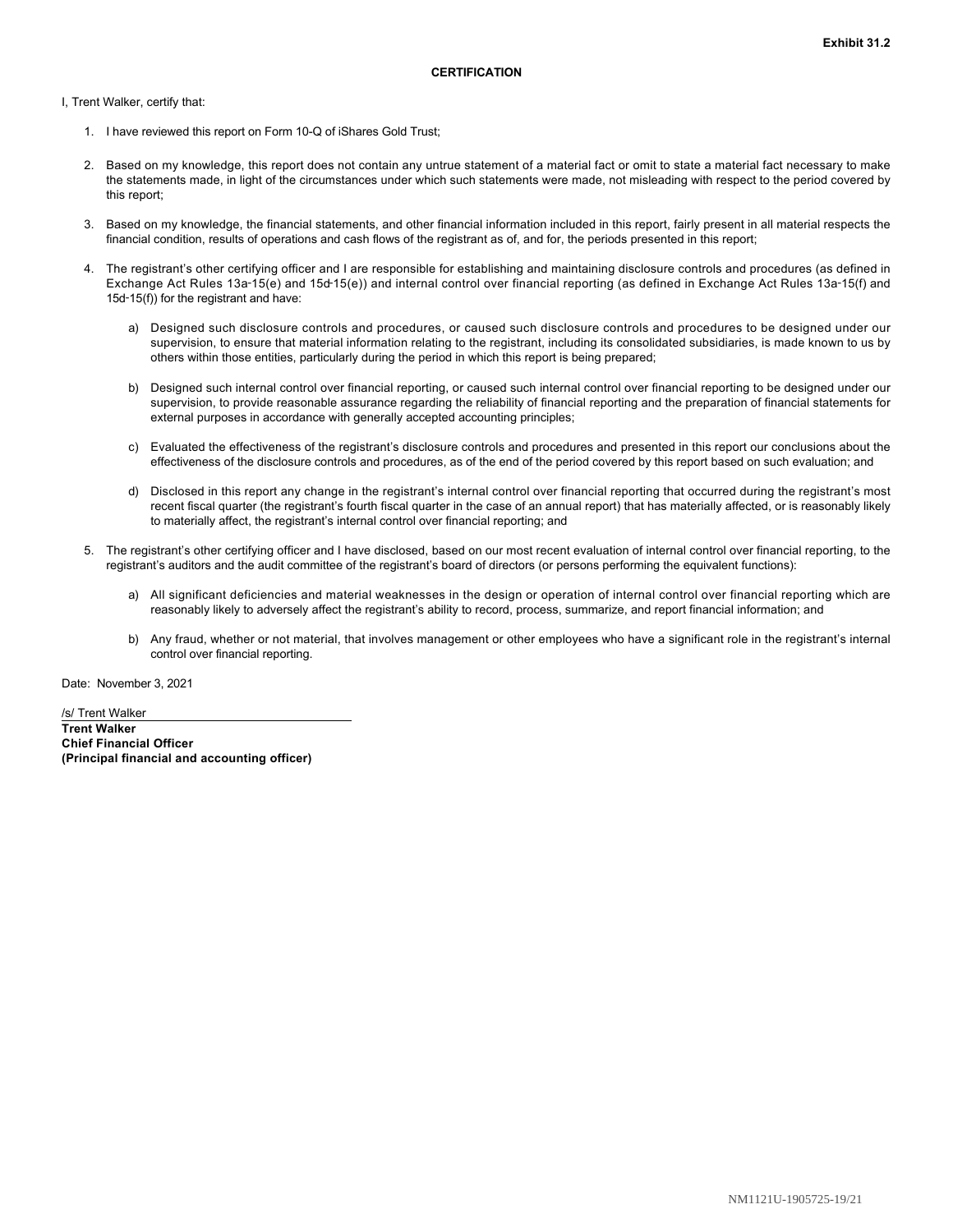**Exhibit 31.2**

**CERTIFICATION**

I, Trent Walker, certify that:

1. I have reviewed this report on Form 10-Q of iShares Gold Trust;

2. Based on my knowledge, this report does not contain any untrue statement of a material fact or omit to state a material fact necessary to make the statements made, in light of the circumstances under which such statements were made, not misleading with respect to the period covered by this report;

3. Based on my knowledge, the financial statements, and other financial information included in this report, fairly present in all material respects the financial condition, results of operations and cash flows of the registrant as of, and for, the periods presented in this report;

4. The registrant's other certifying officer and I are responsible for establishing and maintaining disclosure controls and procedures (as defined in Exchange Act Rules 13a-15(e) and 15d-15(e)) and internal control over financial reporting (as defined in Exchange Act Rules 13a-15(f) and 15d-15(f)) for the registrant and have:

   a) Designed such disclosure controls and procedures, or caused such disclosure controls and procedures to be designed under our supervision, to ensure that material information relating to the registrant, including its consolidated subsidiaries, is made known to us by others within those entities, particularly during the period in which this report is being prepared;

   b) Designed such internal control over financial reporting, or caused such internal control over financial reporting to be designed under our supervision, to provide reasonable assurance regarding the reliability of financial reporting and the preparation of financial statements for external purposes in accordance with generally accepted accounting principles;

   c) Evaluated the effectiveness of the registrant's disclosure controls and procedures and presented in this report our conclusions about the effectiveness of the disclosure controls and procedures, as of the end of the period covered by this report based on such evaluation; and

   d) Disclosed in this report any change in the registrant's internal control over financial reporting that occurred during the registrant's most recent fiscal quarter (the registrant's fourth fiscal quarter in the case of an annual report) that has materially affected, or is reasonably likely to materially affect, the registrant's internal control over financial reporting; and

5. The registrant's other certifying officer and I have disclosed, based on our most recent evaluation of internal control over financial reporting, to the registrant's auditors and the audit committee of the registrant's board of directors (or persons performing the equivalent functions):

   a) All significant deficiencies and material weaknesses in the design or operation of internal control over financial reporting which are reasonably likely to adversely affect the registrant's ability to record, process, summarize, and report financial information; and

   b) Any fraud, whether or not material, that involves management or other employees who have a significant role in the registrant's internal control over financial reporting.

Date: November 3, 2021

/s/ Trent Walker

**Trent Walker**
**Chief Financial Officer**
**(Principal financial and accounting officer)**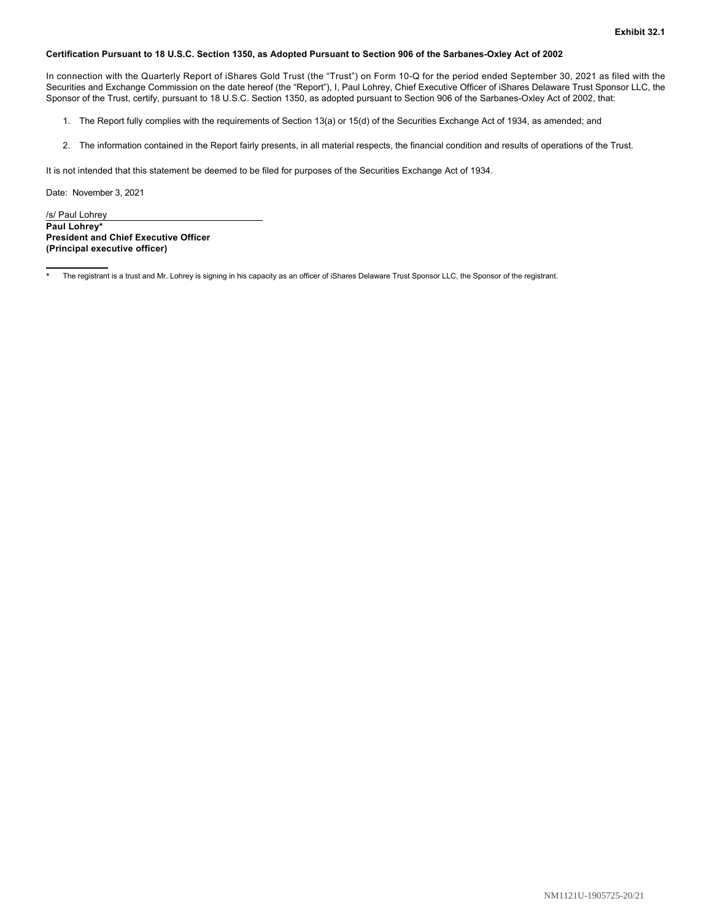**Exhibit 32.1**

**Certification Pursuant to 18 U.S.C. Section 1350, as Adopted Pursuant to Section 906 of the Sarbanes-Oxley Act of 2002**

In connection with the Quarterly Report of iShares Gold Trust (the "Trust") on Form 10-Q for the period ended September 30, 2021 as filed with the Securities and Exchange Commission on the date hereof (the "Report"), I, Paul Lohrey, Chief Executive Officer of iShares Delaware Trust Sponsor LLC, the Sponsor of the Trust, certify, pursuant to 18 U.S.C. Section 1350, as adopted pursuant to Section 906 of the Sarbanes-Oxley Act of 2002, that:

1. The Report fully complies with the requirements of Section 13(a) or 15(d) of the Securities Exchange Act of 1934, as amended; and
2. The information contained in the Report fairly presents, in all material respects, the financial condition and results of operations of the Trust.

It is not intended that this statement be deemed to be filed for purposes of the Securities Exchange Act of 1934.

Date: November 3, 2021

/s/ Paul Lohrey

**Paul Lohrey***
**President and Chief Executive Officer**
**(Principal executive officer)**

---

* The registrant is a trust and Mr. Lohrey is signing in his capacity as an officer of iShares Delaware Trust Sponsor LLC, the Sponsor of the registrant.

NM1121U-1905725-20/21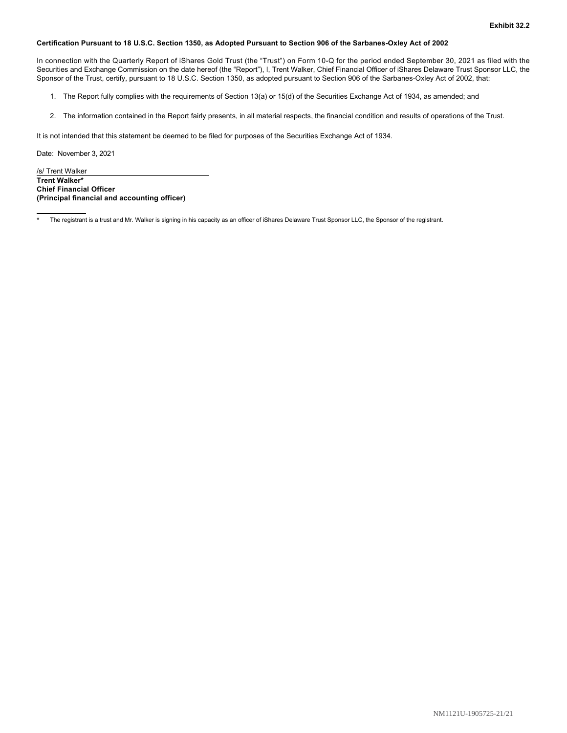**Exhibit 32.2**

**Certification Pursuant to 18 U.S.C. Section 1350, as Adopted Pursuant to Section 906 of the Sarbanes-Oxley Act of 2002**

In connection with the Quarterly Report of iShares Gold Trust (the "Trust") on Form 10-Q for the period ended September 30, 2021 as filed with the Securities and Exchange Commission on the date hereof (the "Report"), I, Trent Walker, Chief Financial Officer of iShares Delaware Trust Sponsor LLC, the Sponsor of the Trust, certify, pursuant to 18 U.S.C. Section 1350, as adopted pursuant to Section 906 of the Sarbanes-Oxley Act of 2002, that:

1. The Report fully complies with the requirements of Section 13(a) or 15(d) of the Securities Exchange Act of 1934, as amended; and

2. The information contained in the Report fairly presents, in all material respects, the financial condition and results of operations of the Trust.

It is not intended that this statement be deemed to be filed for purposes of the Securities Exchange Act of 1934.

Date: November 3, 2021

/s/ Trent Walker
**Trent Walker***
**Chief Financial Officer**
**(Principal financial and accounting officer)**

---

* The registrant is a trust and Mr. Walker is signing in his capacity as an officer of iShares Delaware Trust Sponsor LLC, the Sponsor of the registrant.

NM1121U-1905725-21/21